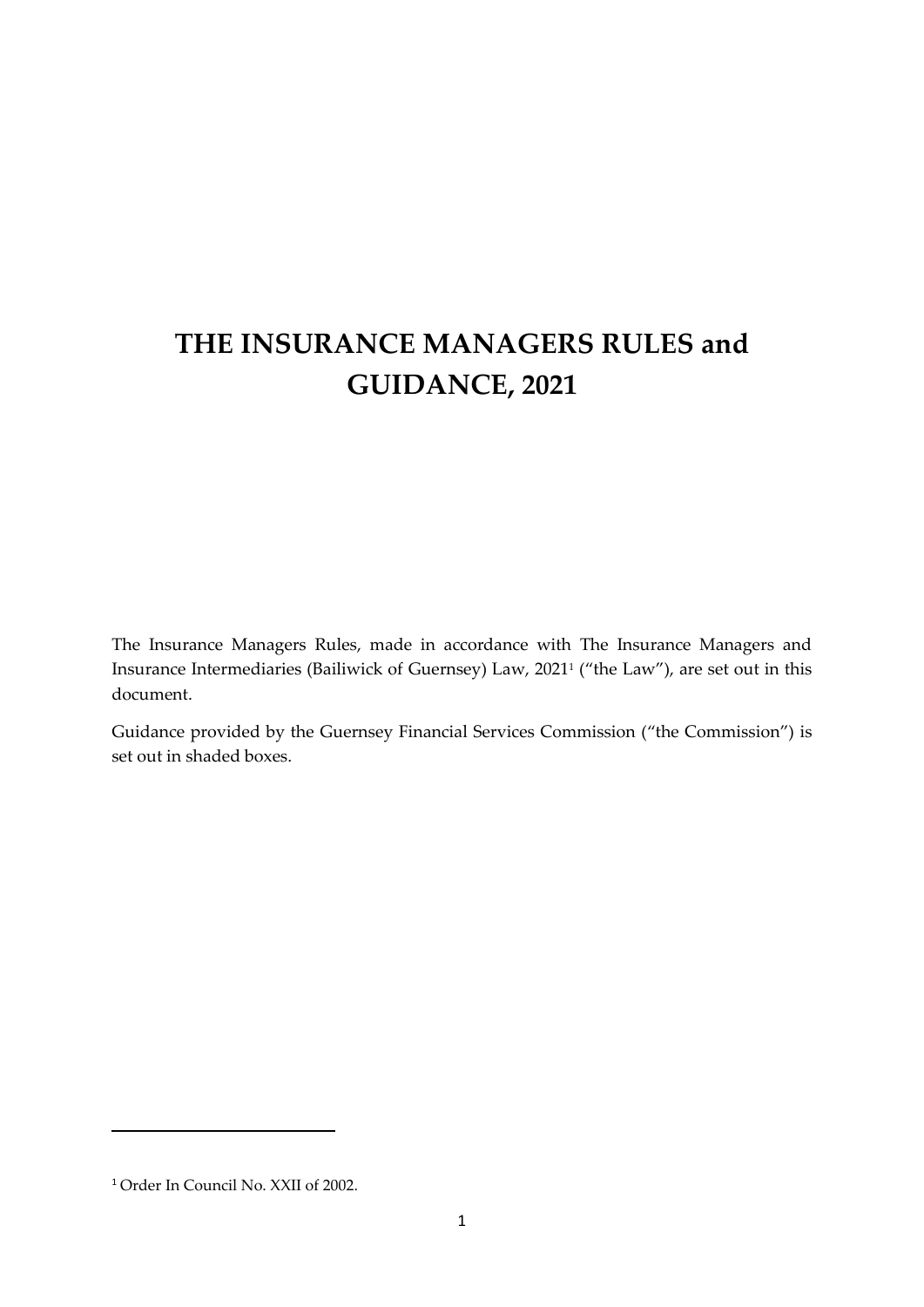# THE INSURANCE MANAGERS RULES and GUIDANCE, 2021

The Insurance Managers Rules, made in accordance with The Insurance Managers and Insurance Intermediaries (Bailiwick of Guernsey) Law, 2021[1] ("the Law"), are set out in this document.

Guidance provided by the Guernsey Financial Services Commission ("the Commission") is set out in shaded boxes.

[1] Order In Council No. XXII of 2002.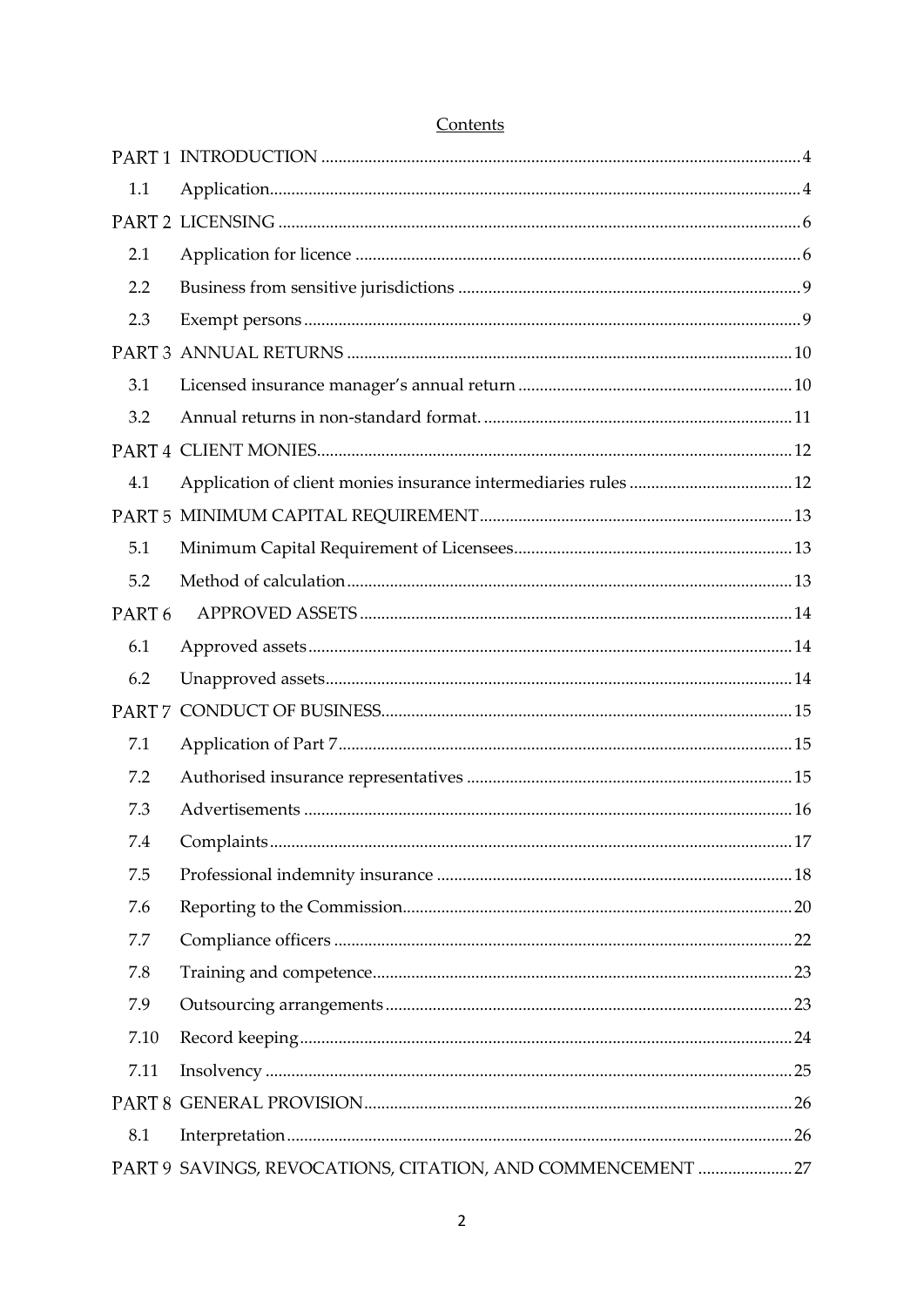Contents

| | | |
|---|---|---|
| PART 1 | INTRODUCTION | 4 |
| 1.1 | Application | 4 |
| PART 2 | LICENSING | 6 |
| 2.1 | Application for licence | 6 |
| 2.2 | Business from sensitive jurisdictions | 9 |
| 2.3 | Exempt persons | 9 |
| PART 3 | ANNUAL RETURNS | 10 |
| 3.1 | Licensed insurance manager's annual return | 10 |
| 3.2 | Annual returns in non-standard format. | 11 |
| PART 4 | CLIENT MONIES | 12 |
| 4.1 | Application of client monies insurance intermediaries rules | 12 |
| PART 5 | MINIMUM CAPITAL REQUIREMENT | 13 |
| 5.1 | Minimum Capital Requirement of Licensees | 13 |
| 5.2 | Method of calculation | 13 |
| PART 6 | APPROVED ASSETS | 14 |
| 6.1 | Approved assets | 14 |
| 6.2 | Unapproved assets | 14 |
| PART 7 | CONDUCT OF BUSINESS | 15 |
| 7.1 | Application of Part 7 | 15 |
| 7.2 | Authorised insurance representatives | 15 |
| 7.3 | Advertisements | 16 |
| 7.4 | Complaints | 17 |
| 7.5 | Professional indemnity insurance | 18 |
| 7.6 | Reporting to the Commission | 20 |
| 7.7 | Compliance officers | 22 |
| 7.8 | Training and competence | 23 |
| 7.9 | Outsourcing arrangements | 23 |
| 7.10 | Record keeping | 24 |
| 7.11 | Insolvency | 25 |
| PART 8 | GENERAL PROVISION | 26 |
| 8.1 | Interpretation | 26 |
| PART 9 | SAVINGS, REVOCATIONS, CITATION, AND COMMENCEMENT | 27 |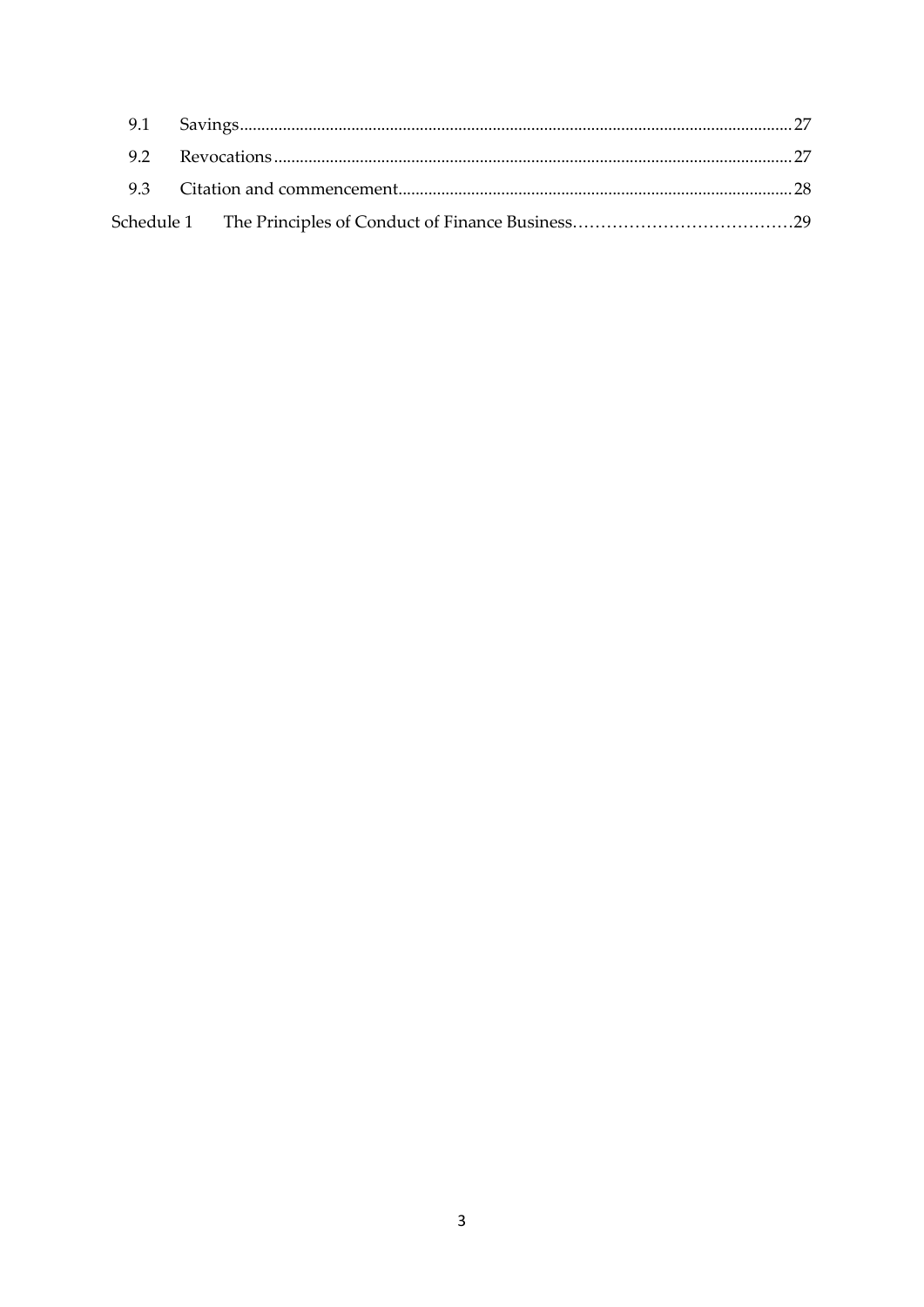| | | |
|---|---|---|
| 9.1 | Savings | 27 |
| 9.2 | Revocations | 27 |
| 9.3 | Citation and commencement | 28 |
| Schedule 1 | The Principles of Conduct of Finance Business | 29 |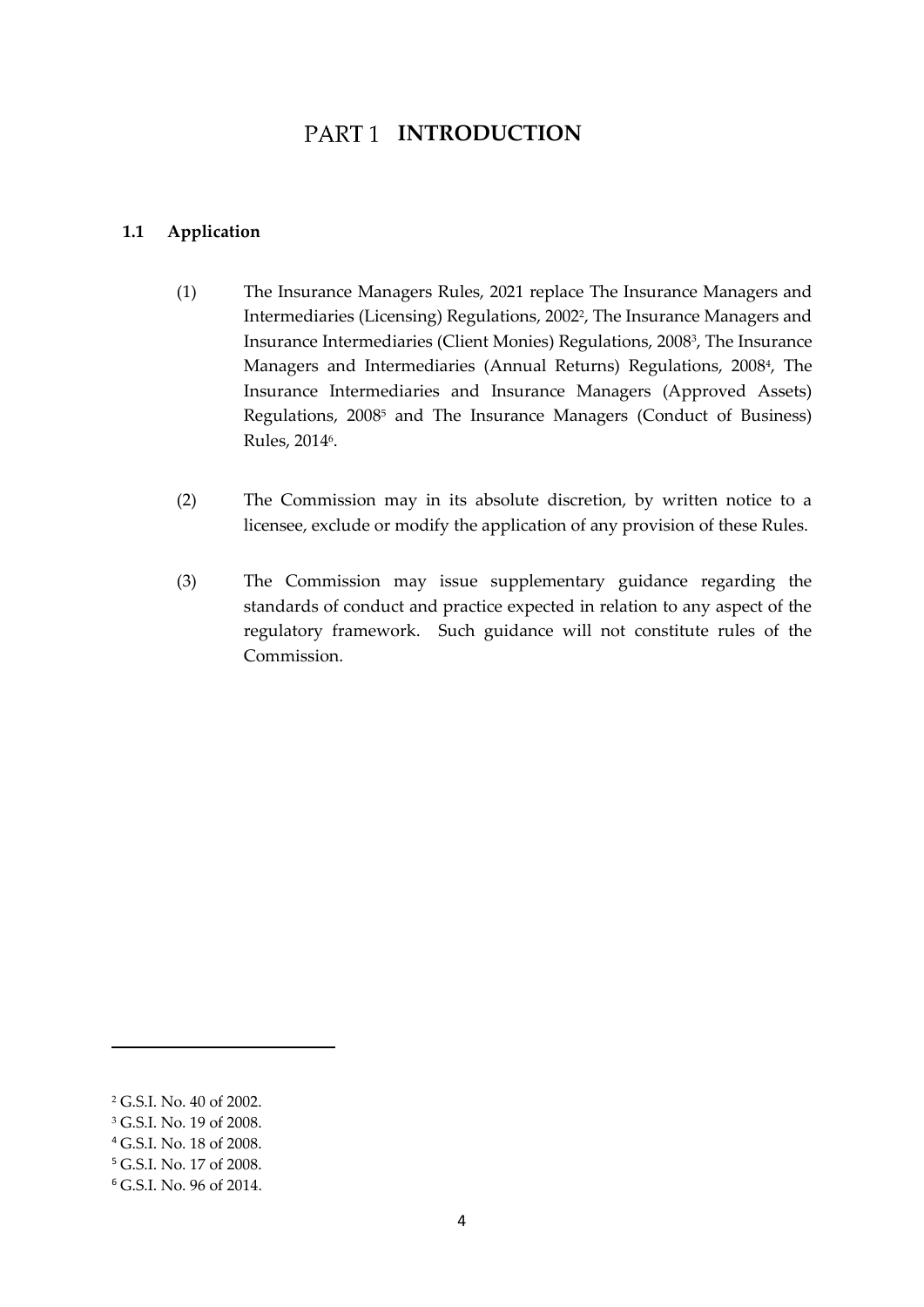# PART 1 INTRODUCTION

## 1.1 Application

(1) The Insurance Managers Rules, 2021 replace The Insurance Managers and Intermediaries (Licensing) Regulations, 2002[2], The Insurance Managers and Insurance Intermediaries (Client Monies) Regulations, 2008[3], The Insurance Managers and Intermediaries (Annual Returns) Regulations, 2008[4], The Insurance Intermediaries and Insurance Managers (Approved Assets) Regulations, 2008[5] and The Insurance Managers (Conduct of Business) Rules, 2014[6].

(2) The Commission may in its absolute discretion, by written notice to a licensee, exclude or modify the application of any provision of these Rules.

(3) The Commission may issue supplementary guidance regarding the standards of conduct and practice expected in relation to any aspect of the regulatory framework. Such guidance will not constitute rules of the Commission.

---

[2] G.S.I. No. 40 of 2002.

[3] G.S.I. No. 19 of 2008.

[4] G.S.I. No. 18 of 2008.

[5] G.S.I. No. 17 of 2008.

[6] G.S.I. No. 96 of 2014.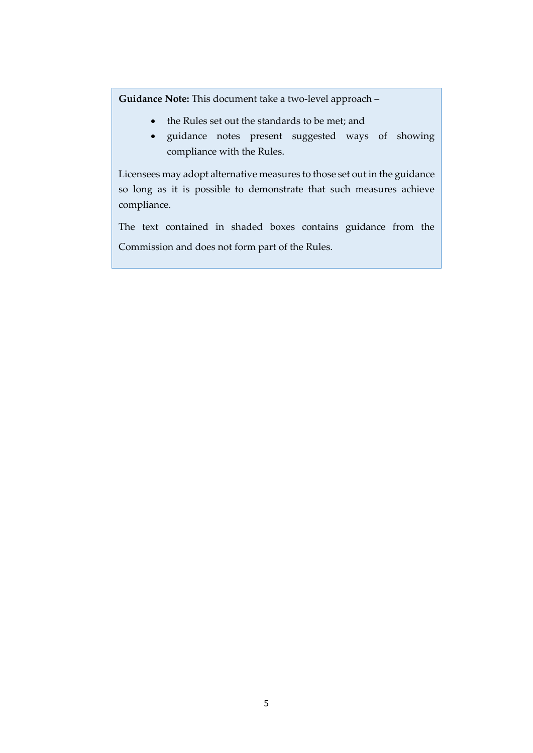**Guidance Note:** This document take a two-level approach –

- the Rules set out the standards to be met; and
- guidance notes present suggested ways of showing compliance with the Rules.

Licensees may adopt alternative measures to those set out in the guidance so long as it is possible to demonstrate that such measures achieve compliance.

The text contained in shaded boxes contains guidance from the Commission and does not form part of the Rules.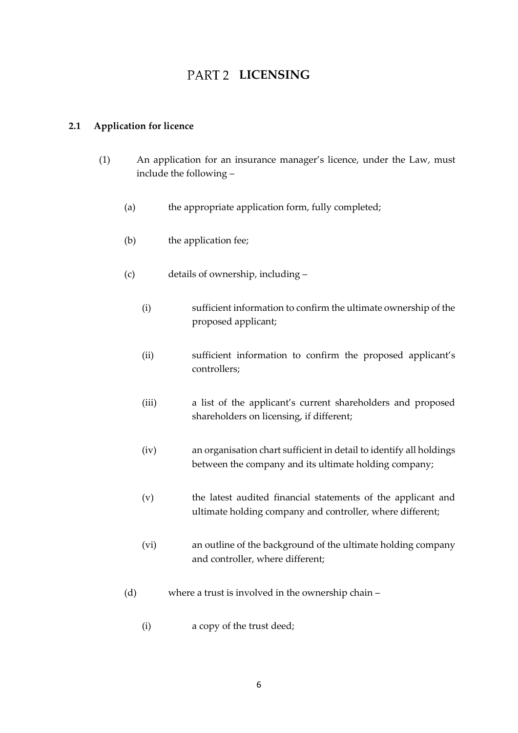# PART 2 LICENSING

## 2.1 Application for licence

(1) An application for an insurance manager's licence, under the Law, must include the following –

(a) the appropriate application form, fully completed;

(b) the application fee;

(c) details of ownership, including –

(i) sufficient information to confirm the ultimate ownership of the proposed applicant;

(ii) sufficient information to confirm the proposed applicant's controllers;

(iii) a list of the applicant's current shareholders and proposed shareholders on licensing, if different;

(iv) an organisation chart sufficient in detail to identify all holdings between the company and its ultimate holding company;

(v) the latest audited financial statements of the applicant and ultimate holding company and controller, where different;

(vi) an outline of the background of the ultimate holding company and controller, where different;

(d) where a trust is involved in the ownership chain –

(i) a copy of the trust deed;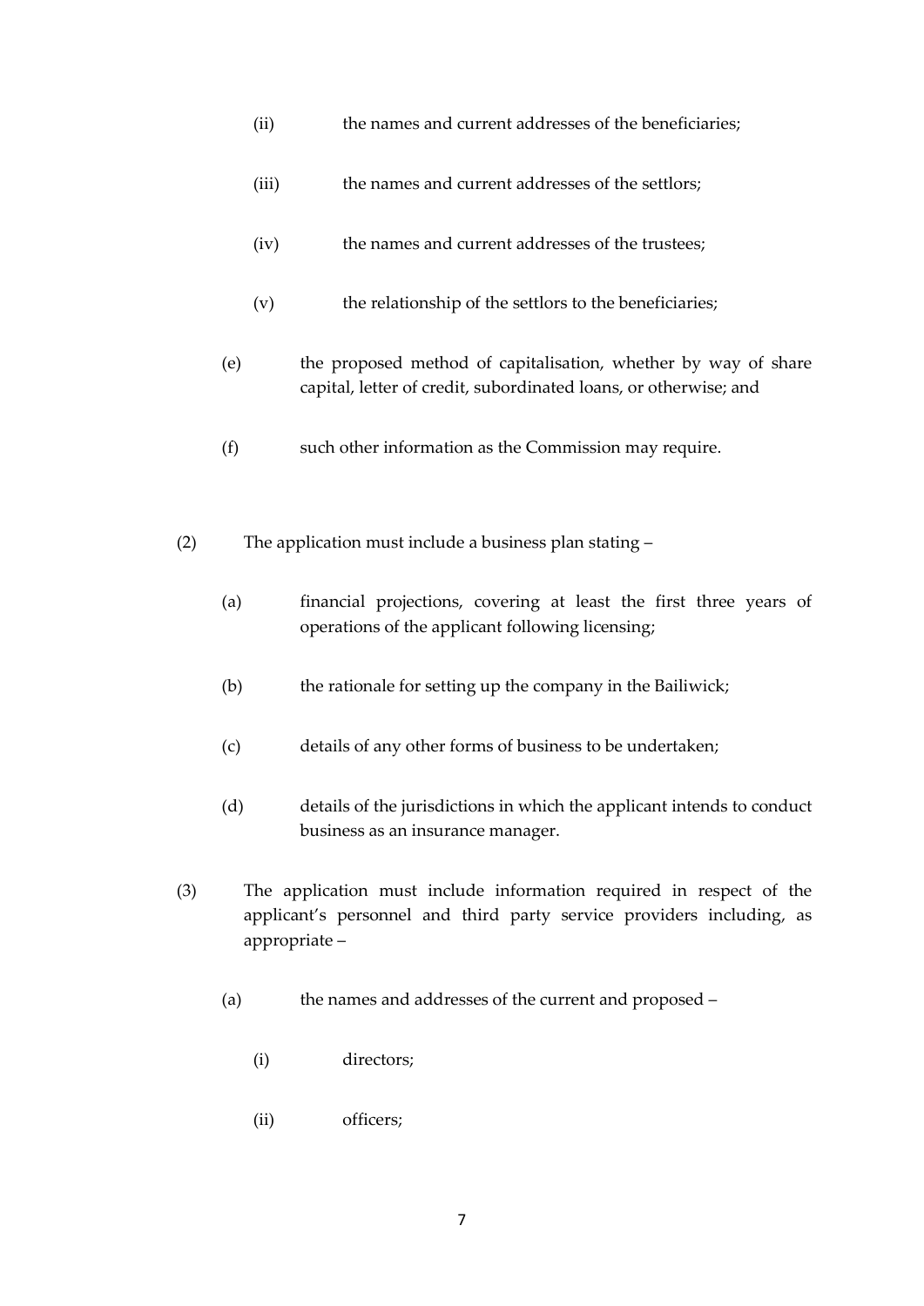(ii) the names and current addresses of the beneficiaries;

(iii) the names and current addresses of the settlors;

(iv) the names and current addresses of the trustees;

(v) the relationship of the settlors to the beneficiaries;

(e) the proposed method of capitalisation, whether by way of share capital, letter of credit, subordinated loans, or otherwise; and

(f) such other information as the Commission may require.

(2) The application must include a business plan stating –

(a) financial projections, covering at least the first three years of operations of the applicant following licensing;

(b) the rationale for setting up the company in the Bailiwick;

(c) details of any other forms of business to be undertaken;

(d) details of the jurisdictions in which the applicant intends to conduct business as an insurance manager.

(3) The application must include information required in respect of the applicant's personnel and third party service providers including, as appropriate –

(a) the names and addresses of the current and proposed –

(i) directors;

(ii) officers;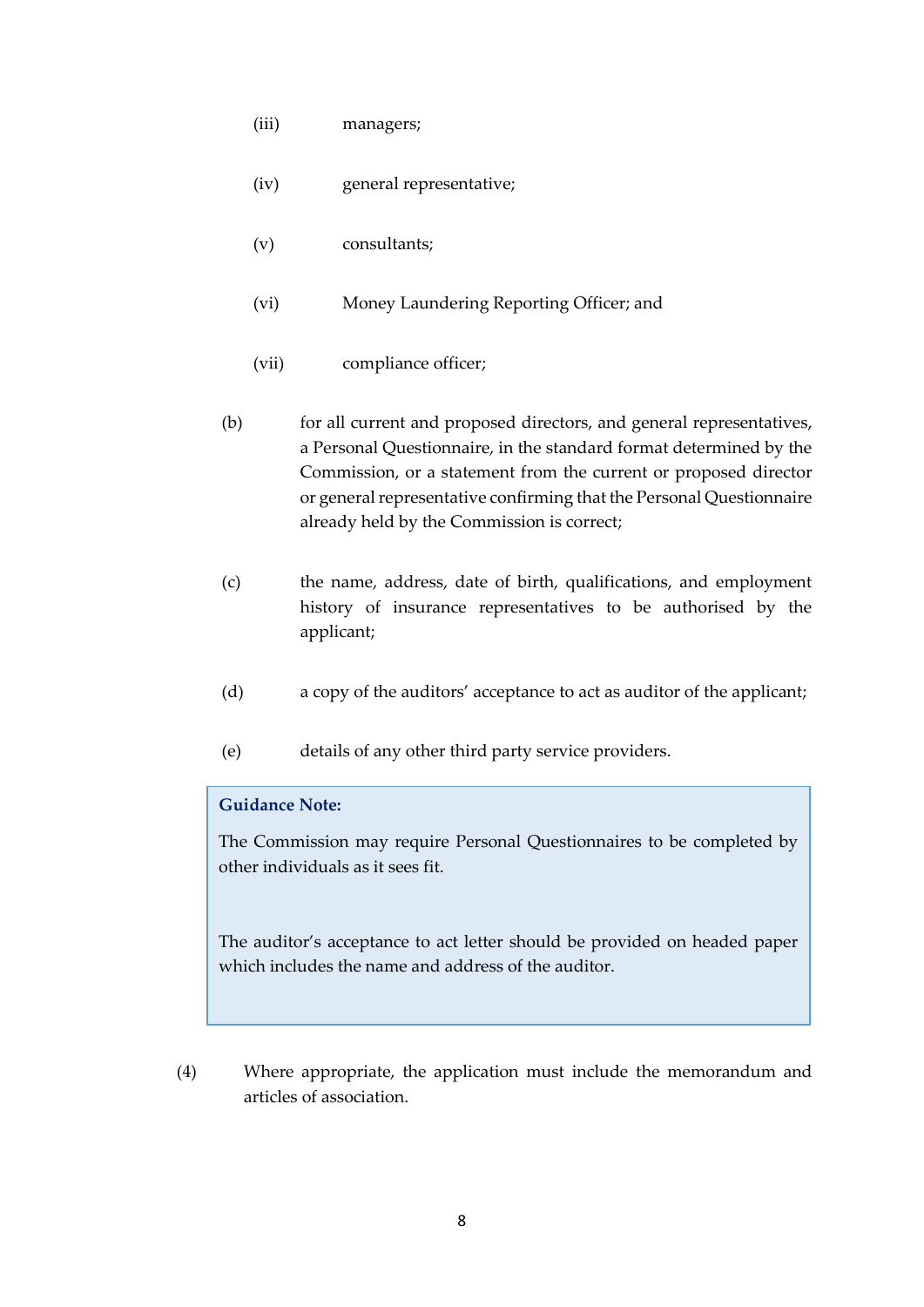(iii) managers;

(iv) general representative;

(v) consultants;

(vi) Money Laundering Reporting Officer; and

(vii) compliance officer;

(b) for all current and proposed directors, and general representatives, a Personal Questionnaire, in the standard format determined by the Commission, or a statement from the current or proposed director or general representative confirming that the Personal Questionnaire already held by the Commission is correct;

(c) the name, address, date of birth, qualifications, and employment history of insurance representatives to be authorised by the applicant;

(d) a copy of the auditors' acceptance to act as auditor of the applicant;

(e) details of any other third party service providers.

> **Guidance Note:**
>
> The Commission may require Personal Questionnaires to be completed by other individuals as it sees fit.
>
> The auditor's acceptance to act letter should be provided on headed paper which includes the name and address of the auditor.

(4) Where appropriate, the application must include the memorandum and articles of association.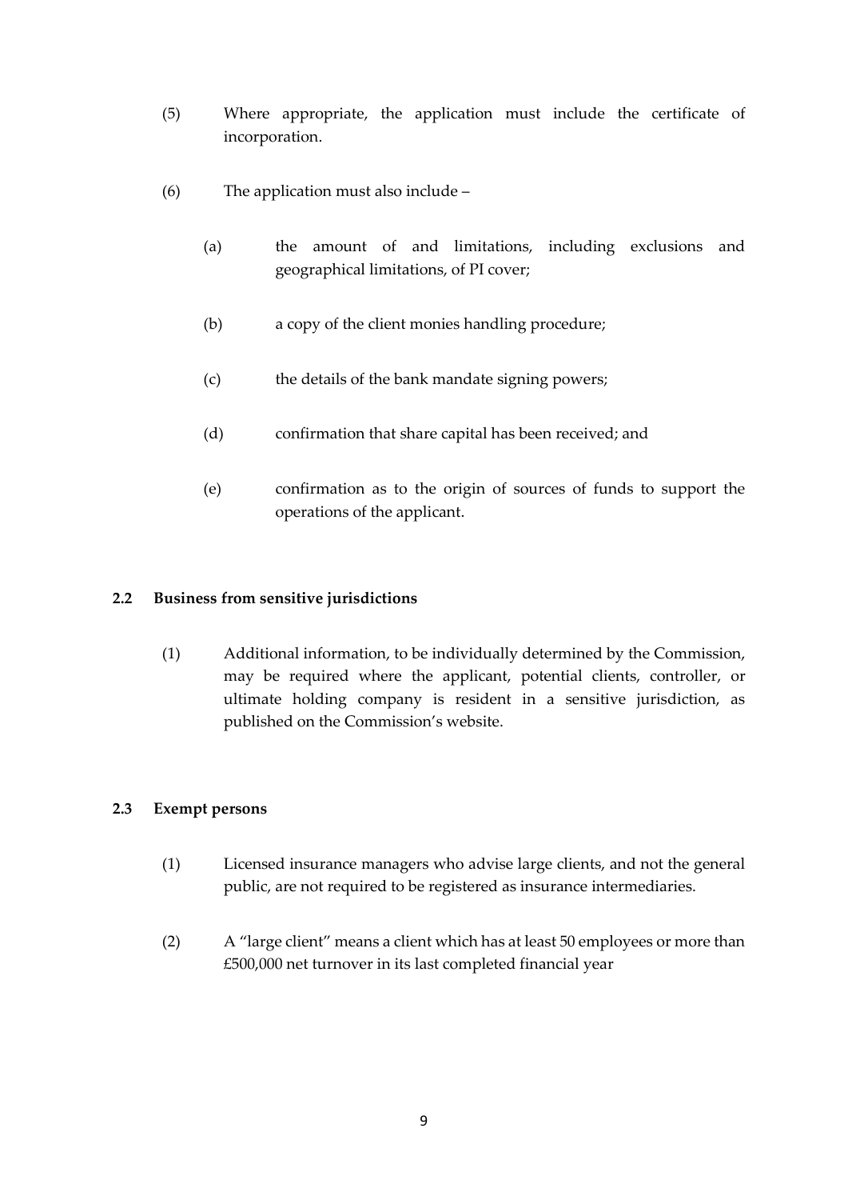(5) Where appropriate, the application must include the certificate of incorporation.

(6) The application must also include –

(a) the amount of and limitations, including exclusions and geographical limitations, of PI cover;

(b) a copy of the client monies handling procedure;

(c) the details of the bank mandate signing powers;

(d) confirmation that share capital has been received; and

(e) confirmation as to the origin of sources of funds to support the operations of the applicant.

### 2.2 Business from sensitive jurisdictions

(1) Additional information, to be individually determined by the Commission, may be required where the applicant, potential clients, controller, or ultimate holding company is resident in a sensitive jurisdiction, as published on the Commission's website.

### 2.3 Exempt persons

(1) Licensed insurance managers who advise large clients, and not the general public, are not required to be registered as insurance intermediaries.

(2) A "large client" means a client which has at least 50 employees or more than £500,000 net turnover in its last completed financial year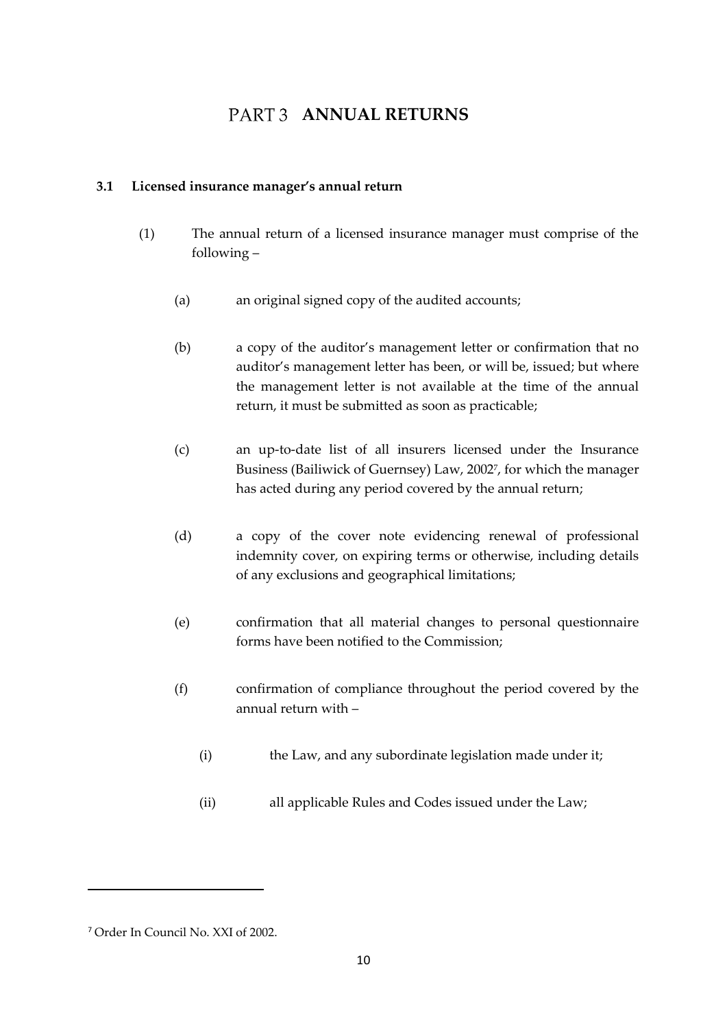# PART 3 ANNUAL RETURNS

### 3.1 Licensed insurance manager's annual return

(1) The annual return of a licensed insurance manager must comprise of the following –

(a) an original signed copy of the audited accounts;

(b) a copy of the auditor's management letter or confirmation that no auditor's management letter has been, or will be, issued; but where the management letter is not available at the time of the annual return, it must be submitted as soon as practicable;

(c) an up-to-date list of all insurers licensed under the Insurance Business (Bailiwick of Guernsey) Law, 2002[7], for which the manager has acted during any period covered by the annual return;

(d) a copy of the cover note evidencing renewal of professional indemnity cover, on expiring terms or otherwise, including details of any exclusions and geographical limitations;

(e) confirmation that all material changes to personal questionnaire forms have been notified to the Commission;

(f) confirmation of compliance throughout the period covered by the annual return with –

(i) the Law, and any subordinate legislation made under it;

(ii) all applicable Rules and Codes issued under the Law;

---

[7] Order In Council No. XXI of 2002.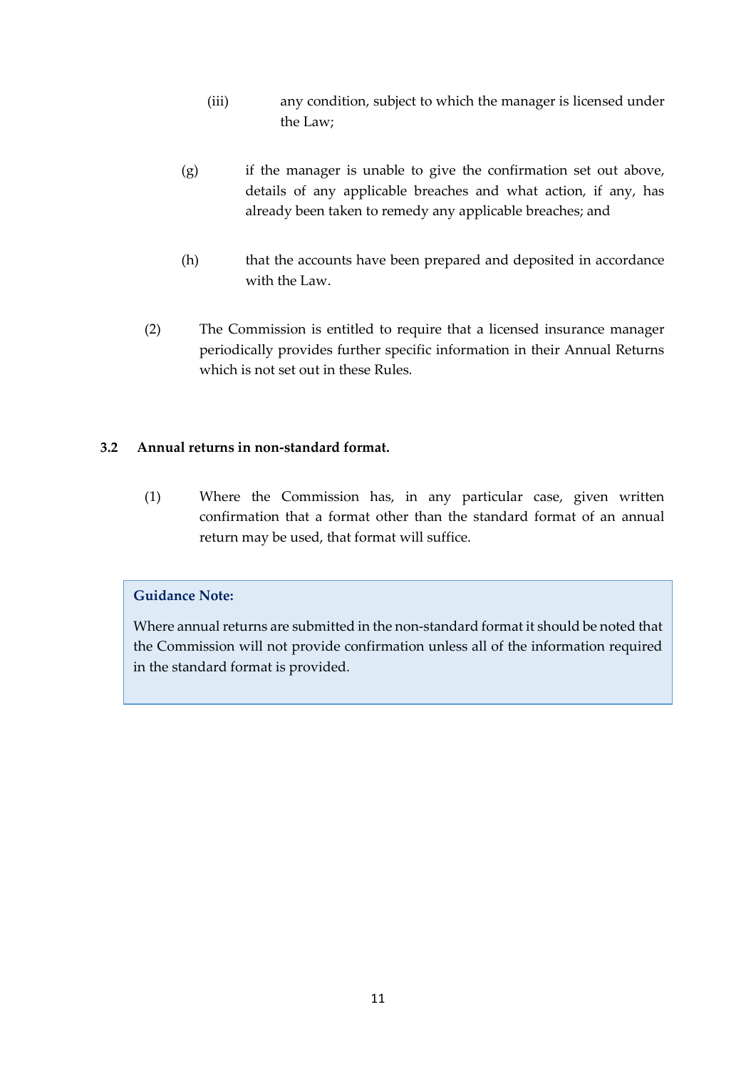(iii) any condition, subject to which the manager is licensed under the Law;

(g) if the manager is unable to give the confirmation set out above, details of any applicable breaches and what action, if any, has already been taken to remedy any applicable breaches; and

(h) that the accounts have been prepared and deposited in accordance with the Law.

(2) The Commission is entitled to require that a licensed insurance manager periodically provides further specific information in their Annual Returns which is not set out in these Rules.

### 3.2 Annual returns in non-standard format.

(1) Where the Commission has, in any particular case, given written confirmation that a format other than the standard format of an annual return may be used, that format will suffice.

> **Guidance Note:**
>
> Where annual returns are submitted in the non-standard format it should be noted that the Commission will not provide confirmation unless all of the information required in the standard format is provided.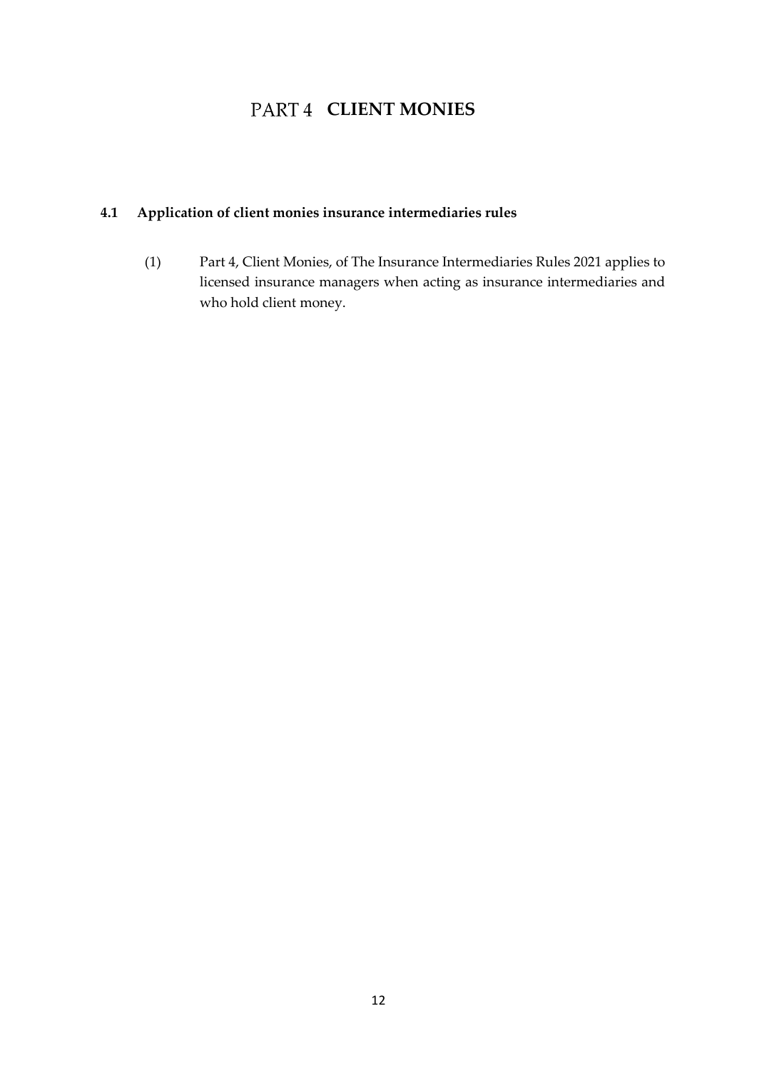# PART 4 CLIENT MONIES

## 4.1 Application of client monies insurance intermediaries rules

(1) Part 4, Client Monies, of The Insurance Intermediaries Rules 2021 applies to licensed insurance managers when acting as insurance intermediaries and who hold client money.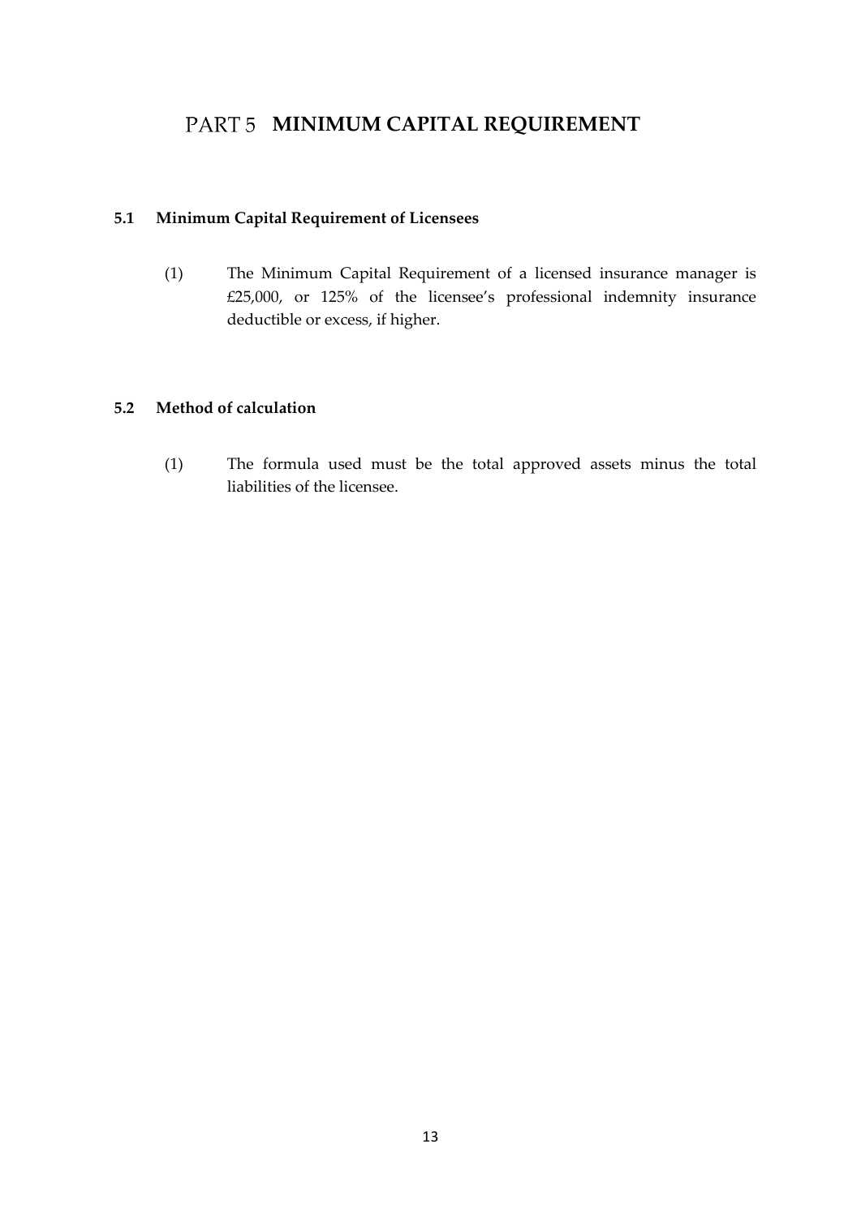# PART 5 MINIMUM CAPITAL REQUIREMENT

### 5.1 Minimum Capital Requirement of Licensees

(1) The Minimum Capital Requirement of a licensed insurance manager is £25,000, or 125% of the licensee's professional indemnity insurance deductible or excess, if higher.

### 5.2 Method of calculation

(1) The formula used must be the total approved assets minus the total liabilities of the licensee.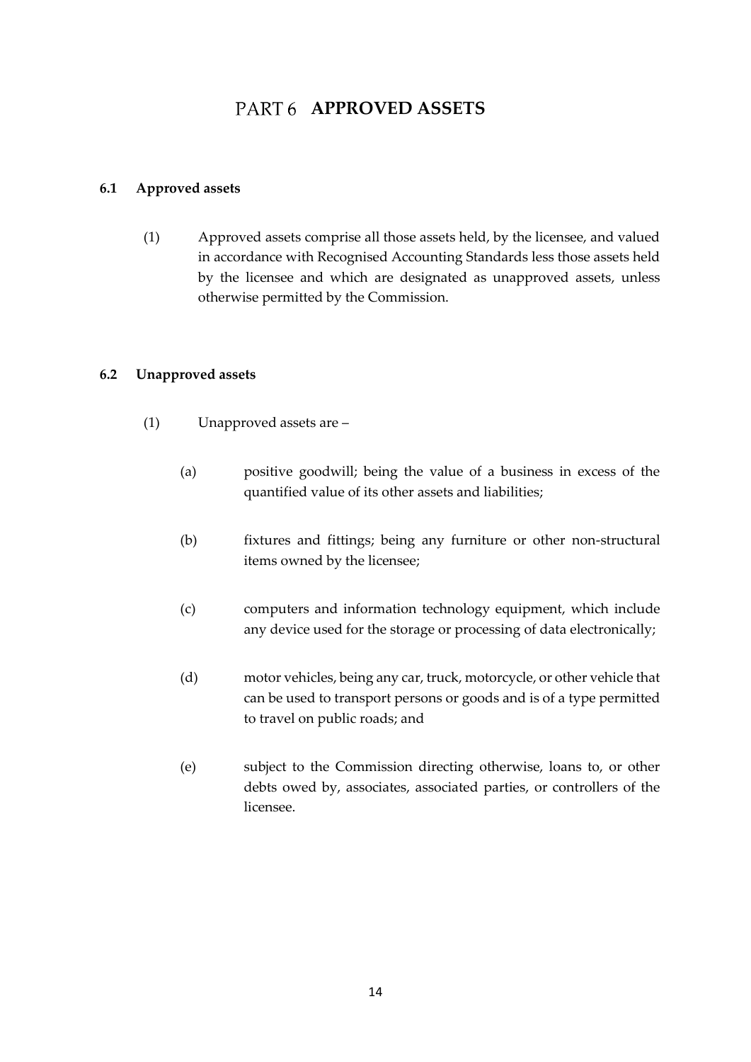# PART 6 APPROVED ASSETS

### 6.1 Approved assets

(1) Approved assets comprise all those assets held, by the licensee, and valued in accordance with Recognised Accounting Standards less those assets held by the licensee and which are designated as unapproved assets, unless otherwise permitted by the Commission.

### 6.2 Unapproved assets

(1) Unapproved assets are –

(a) positive goodwill; being the value of a business in excess of the quantified value of its other assets and liabilities;

(b) fixtures and fittings; being any furniture or other non-structural items owned by the licensee;

(c) computers and information technology equipment, which include any device used for the storage or processing of data electronically;

(d) motor vehicles, being any car, truck, motorcycle, or other vehicle that can be used to transport persons or goods and is of a type permitted to travel on public roads; and

(e) subject to the Commission directing otherwise, loans to, or other debts owed by, associates, associated parties, or controllers of the licensee.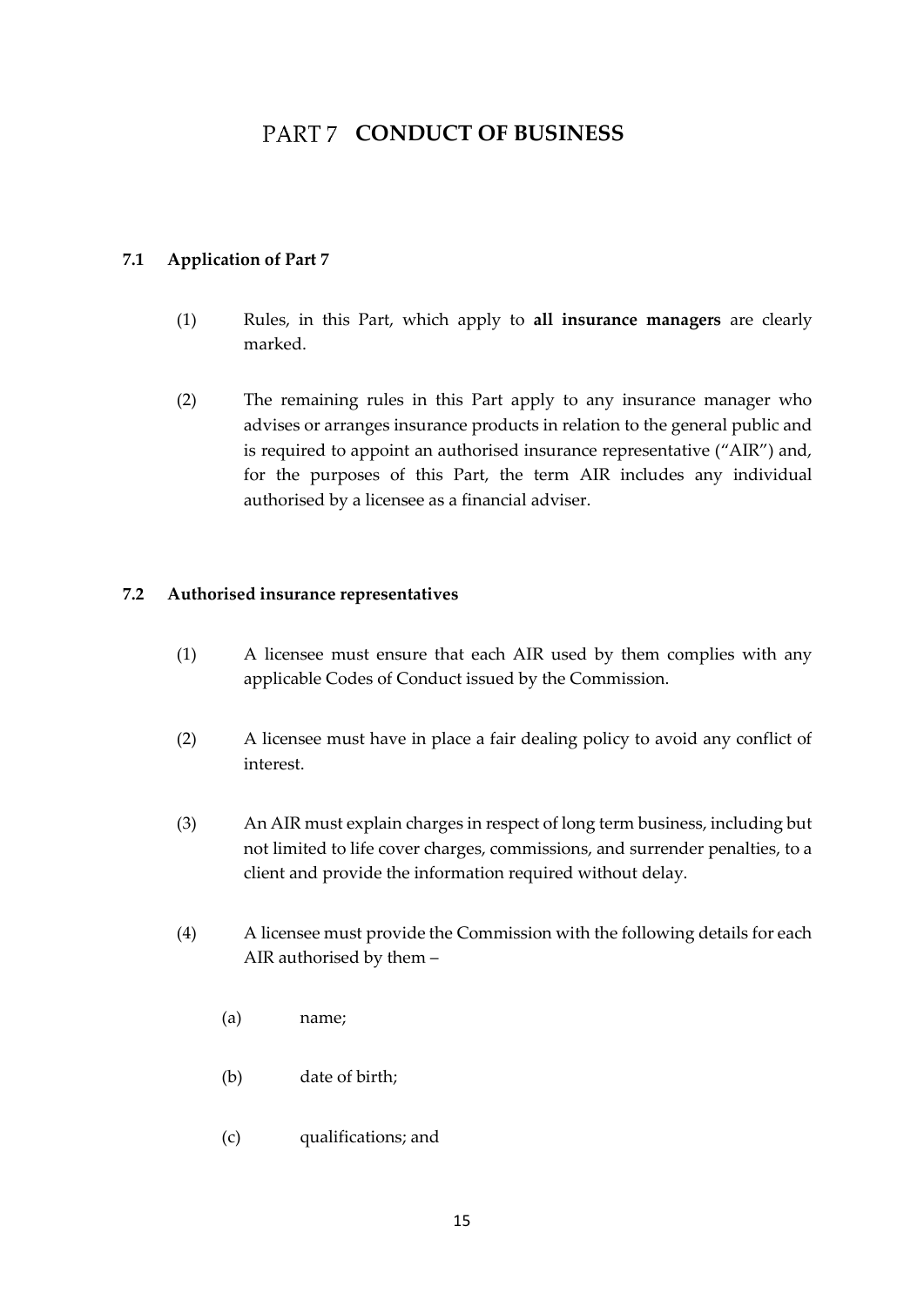# PART 7 CONDUCT OF BUSINESS

### 7.1 Application of Part 7

(1) Rules, in this Part, which apply to **all insurance managers** are clearly marked.

(2) The remaining rules in this Part apply to any insurance manager who advises or arranges insurance products in relation to the general public and is required to appoint an authorised insurance representative ("AIR") and, for the purposes of this Part, the term AIR includes any individual authorised by a licensee as a financial adviser.

### 7.2 Authorised insurance representatives

(1) A licensee must ensure that each AIR used by them complies with any applicable Codes of Conduct issued by the Commission.

(2) A licensee must have in place a fair dealing policy to avoid any conflict of interest.

(3) An AIR must explain charges in respect of long term business, including but not limited to life cover charges, commissions, and surrender penalties, to a client and provide the information required without delay.

(4) A licensee must provide the Commission with the following details for each AIR authorised by them –

(a) name;

(b) date of birth;

(c) qualifications; and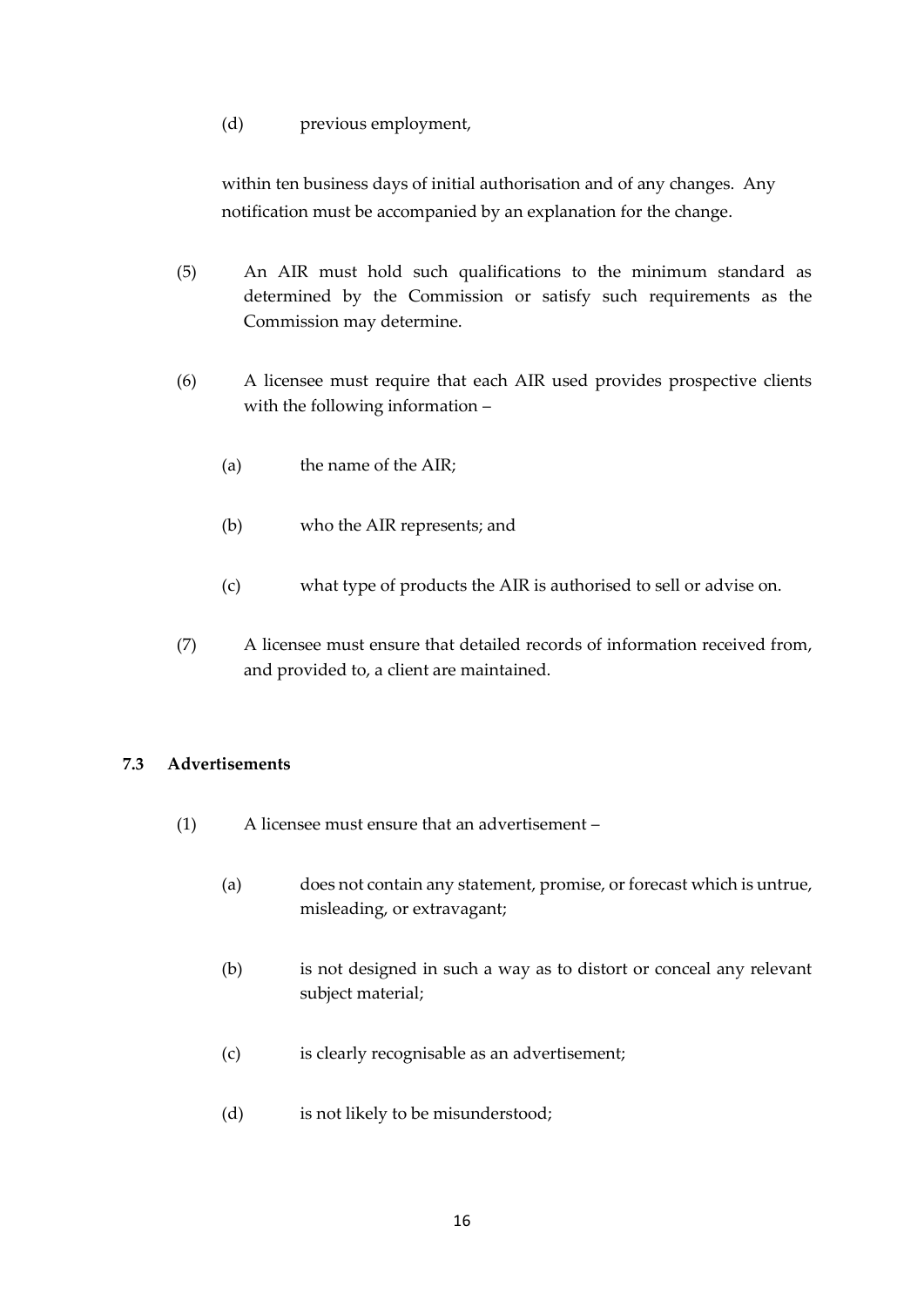(d) previous employment,

within ten business days of initial authorisation and of any changes. Any notification must be accompanied by an explanation for the change.

(5) An AIR must hold such qualifications to the minimum standard as determined by the Commission or satisfy such requirements as the Commission may determine.

(6) A licensee must require that each AIR used provides prospective clients with the following information –

(a) the name of the AIR;

(b) who the AIR represents; and

(c) what type of products the AIR is authorised to sell or advise on.

(7) A licensee must ensure that detailed records of information received from, and provided to, a client are maintained.

### 7.3 Advertisements

(1) A licensee must ensure that an advertisement –

(a) does not contain any statement, promise, or forecast which is untrue, misleading, or extravagant;

(b) is not designed in such a way as to distort or conceal any relevant subject material;

(c) is clearly recognisable as an advertisement;

(d) is not likely to be misunderstood;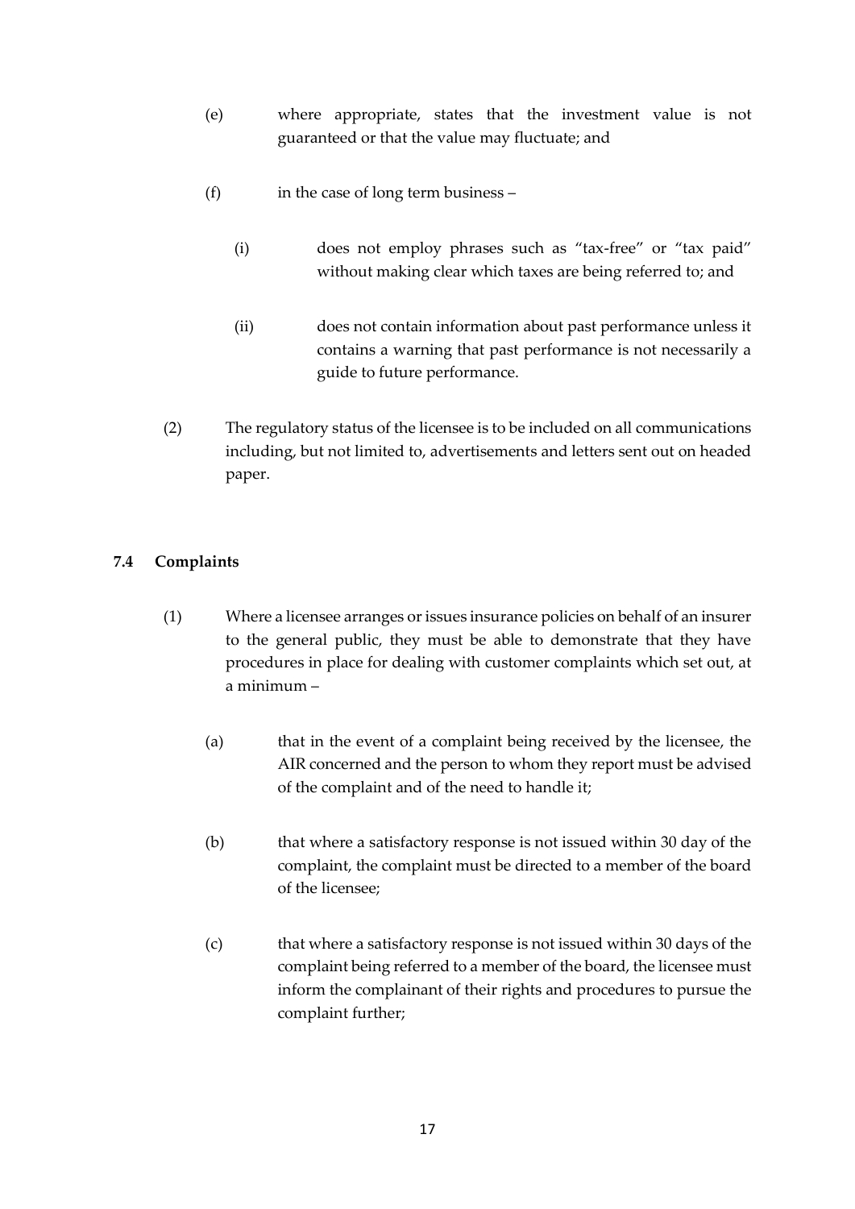(e) where appropriate, states that the investment value is not guaranteed or that the value may fluctuate; and

(f) in the case of long term business –

(i) does not employ phrases such as "tax-free" or "tax paid" without making clear which taxes are being referred to; and

(ii) does not contain information about past performance unless it contains a warning that past performance is not necessarily a guide to future performance.

(2) The regulatory status of the licensee is to be included on all communications including, but not limited to, advertisements and letters sent out on headed paper.

**7.4 Complaints**

(1) Where a licensee arranges or issues insurance policies on behalf of an insurer to the general public, they must be able to demonstrate that they have procedures in place for dealing with customer complaints which set out, at a minimum –

(a) that in the event of a complaint being received by the licensee, the AIR concerned and the person to whom they report must be advised of the complaint and of the need to handle it;

(b) that where a satisfactory response is not issued within 30 day of the complaint, the complaint must be directed to a member of the board of the licensee;

(c) that where a satisfactory response is not issued within 30 days of the complaint being referred to a member of the board, the licensee must inform the complainant of their rights and procedures to pursue the complaint further;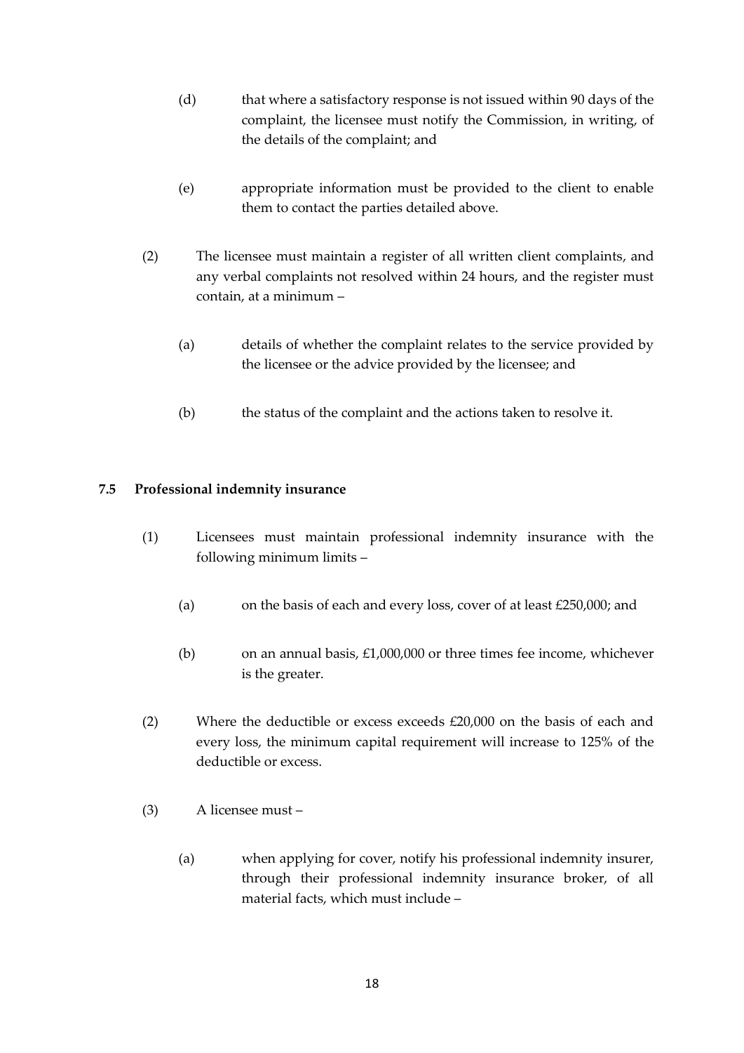(d) that where a satisfactory response is not issued within 90 days of the complaint, the licensee must notify the Commission, in writing, of the details of the complaint; and

(e) appropriate information must be provided to the client to enable them to contact the parties detailed above.

(2) The licensee must maintain a register of all written client complaints, and any verbal complaints not resolved within 24 hours, and the register must contain, at a minimum –

(a) details of whether the complaint relates to the service provided by the licensee or the advice provided by the licensee; and

(b) the status of the complaint and the actions taken to resolve it.

### 7.5 Professional indemnity insurance

(1) Licensees must maintain professional indemnity insurance with the following minimum limits –

(a) on the basis of each and every loss, cover of at least £250,000; and

(b) on an annual basis, £1,000,000 or three times fee income, whichever is the greater.

(2) Where the deductible or excess exceeds £20,000 on the basis of each and every loss, the minimum capital requirement will increase to 125% of the deductible or excess.

(3) A licensee must –

(a) when applying for cover, notify his professional indemnity insurer, through their professional indemnity insurance broker, of all material facts, which must include –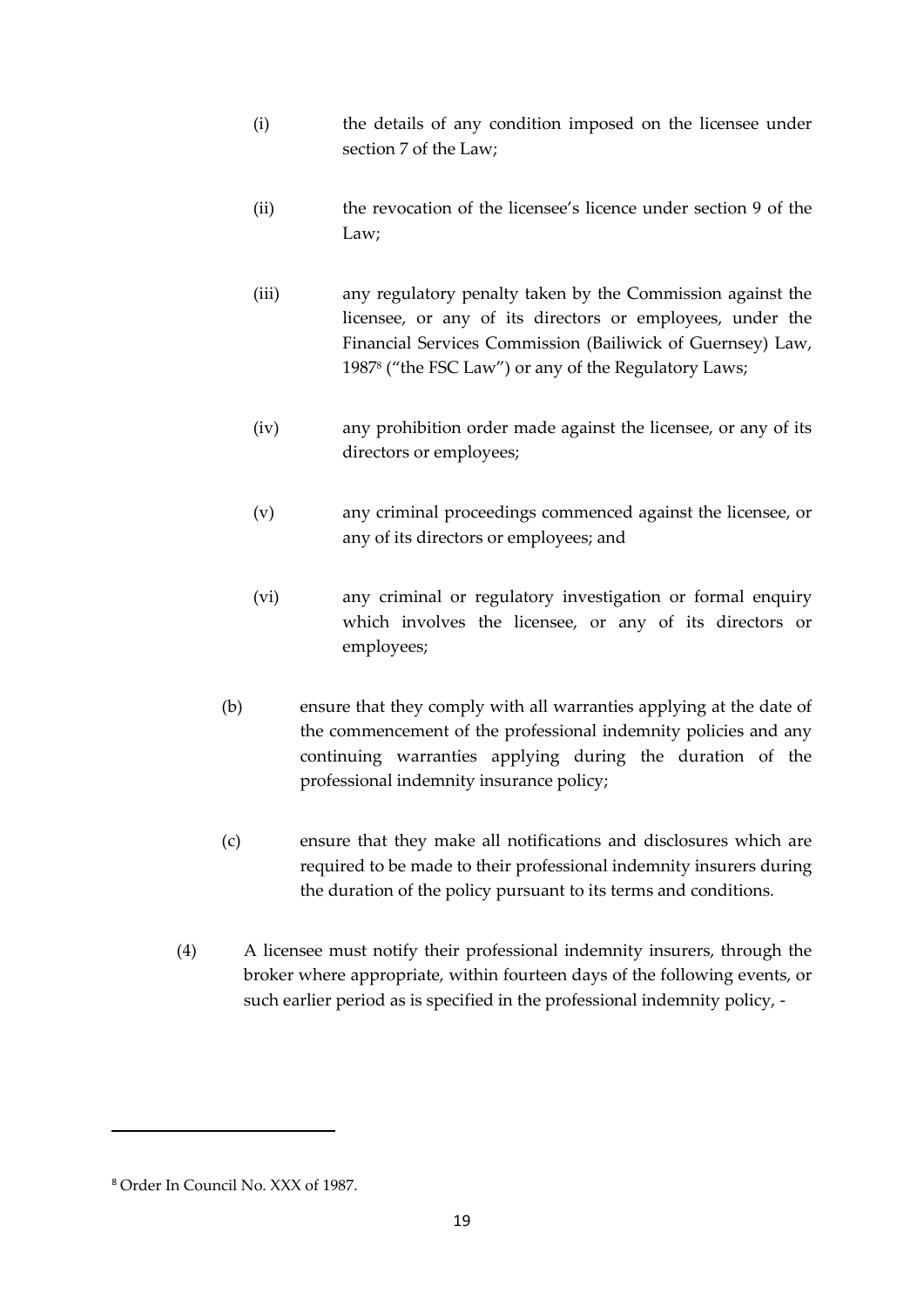(i) the details of any condition imposed on the licensee under section 7 of the Law;

(ii) the revocation of the licensee's licence under section 9 of the Law;

(iii) any regulatory penalty taken by the Commission against the licensee, or any of its directors or employees, under the Financial Services Commission (Bailiwick of Guernsey) Law, 1987[8] ("the FSC Law") or any of the Regulatory Laws;

(iv) any prohibition order made against the licensee, or any of its directors or employees;

(v) any criminal proceedings commenced against the licensee, or any of its directors or employees; and

(vi) any criminal or regulatory investigation or formal enquiry which involves the licensee, or any of its directors or employees;

(b) ensure that they comply with all warranties applying at the date of the commencement of the professional indemnity policies and any continuing warranties applying during the duration of the professional indemnity insurance policy;

(c) ensure that they make all notifications and disclosures which are required to be made to their professional indemnity insurers during the duration of the policy pursuant to its terms and conditions.

(4) A licensee must notify their professional indemnity insurers, through the broker where appropriate, within fourteen days of the following events, or such earlier period as is specified in the professional indemnity policy, -

---

[8] Order In Council No. XXX of 1987.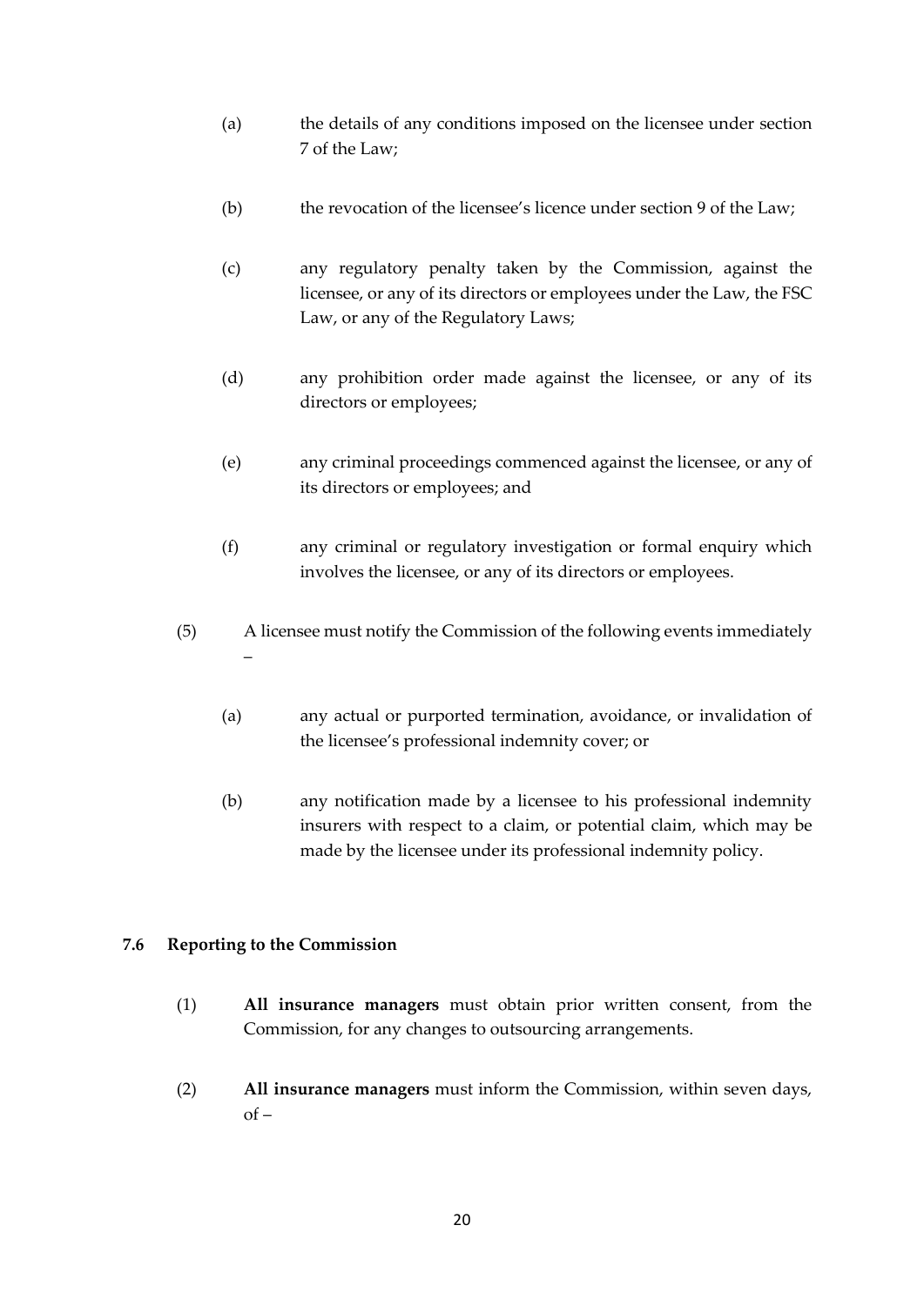(a) the details of any conditions imposed on the licensee under section 7 of the Law;

(b) the revocation of the licensee's licence under section 9 of the Law;

(c) any regulatory penalty taken by the Commission, against the licensee, or any of its directors or employees under the Law, the FSC Law, or any of the Regulatory Laws;

(d) any prohibition order made against the licensee, or any of its directors or employees;

(e) any criminal proceedings commenced against the licensee, or any of its directors or employees; and

(f) any criminal or regulatory investigation or formal enquiry which involves the licensee, or any of its directors or employees.

(5) A licensee must notify the Commission of the following events immediately –

(a) any actual or purported termination, avoidance, or invalidation of the licensee's professional indemnity cover; or

(b) any notification made by a licensee to his professional indemnity insurers with respect to a claim, or potential claim, which may be made by the licensee under its professional indemnity policy.

### 7.6 Reporting to the Commission

(1) **All insurance managers** must obtain prior written consent, from the Commission, for any changes to outsourcing arrangements.

(2) **All insurance managers** must inform the Commission, within seven days, of –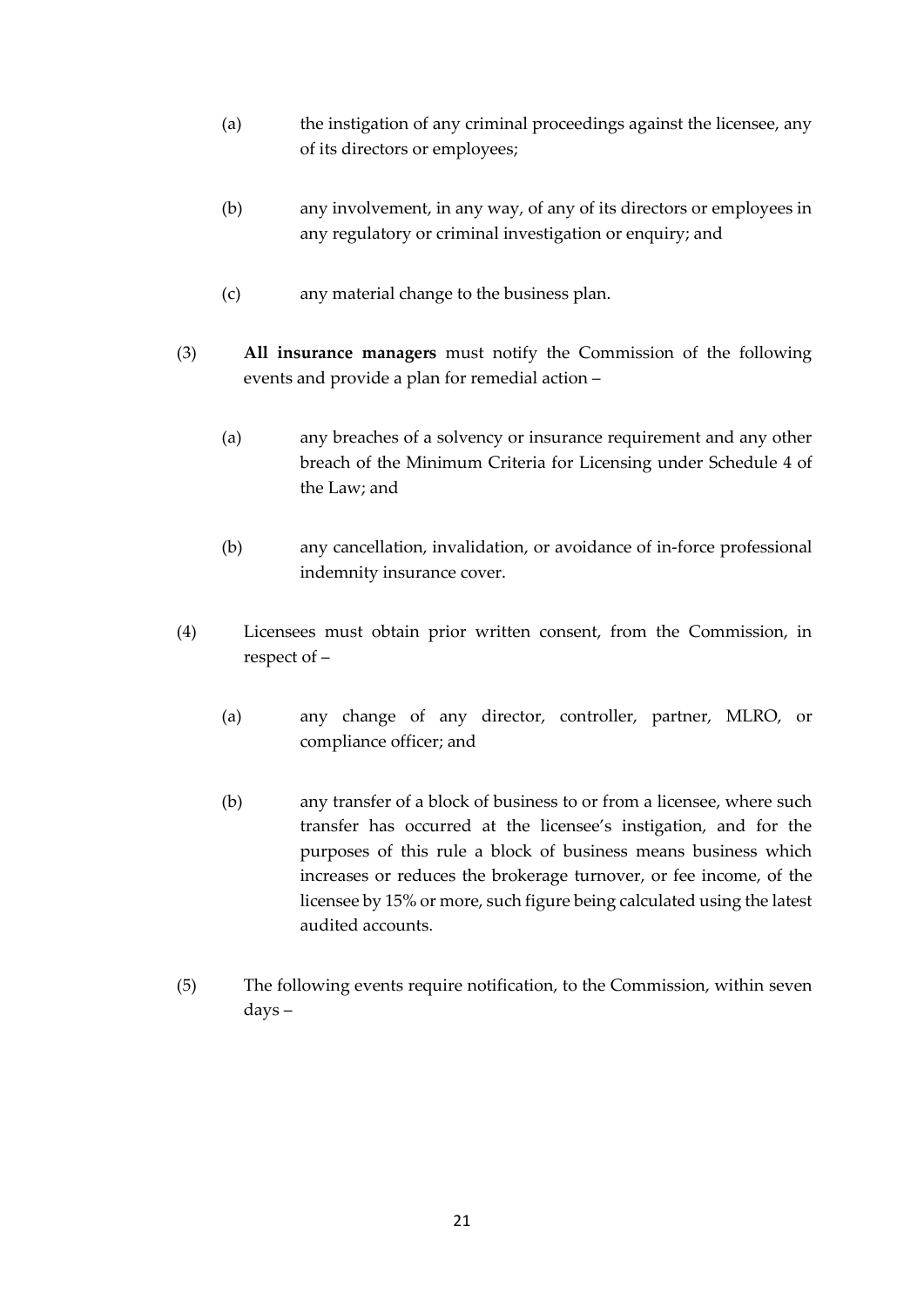(a) the instigation of any criminal proceedings against the licensee, any of its directors or employees;

(b) any involvement, in any way, of any of its directors or employees in any regulatory or criminal investigation or enquiry; and

(c) any material change to the business plan.

(3) **All insurance managers** must notify the Commission of the following events and provide a plan for remedial action –

(a) any breaches of a solvency or insurance requirement and any other breach of the Minimum Criteria for Licensing under Schedule 4 of the Law; and

(b) any cancellation, invalidation, or avoidance of in-force professional indemnity insurance cover.

(4) Licensees must obtain prior written consent, from the Commission, in respect of –

(a) any change of any director, controller, partner, MLRO, or compliance officer; and

(b) any transfer of a block of business to or from a licensee, where such transfer has occurred at the licensee's instigation, and for the purposes of this rule a block of business means business which increases or reduces the brokerage turnover, or fee income, of the licensee by 15% or more, such figure being calculated using the latest audited accounts.

(5) The following events require notification, to the Commission, within seven days –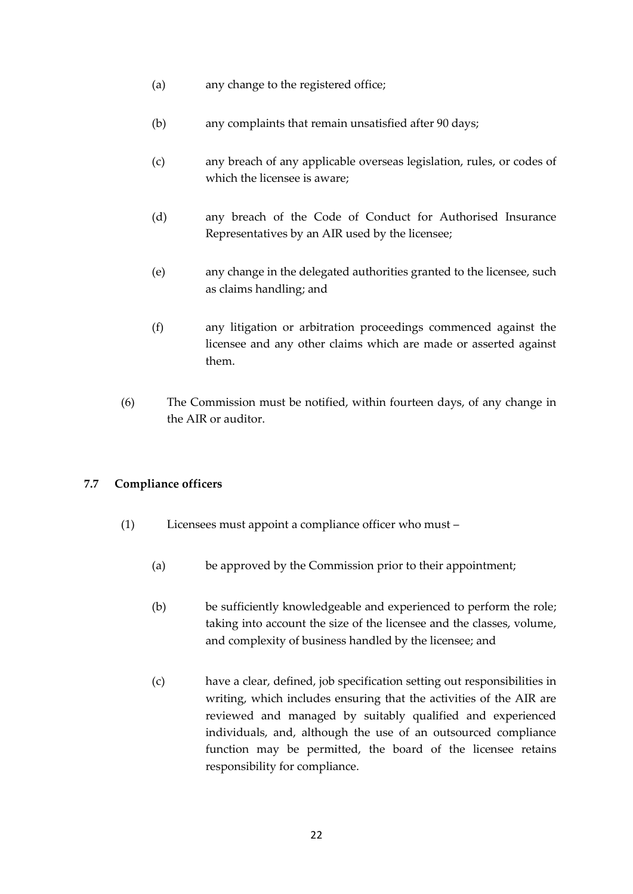(a) any change to the registered office;

(b) any complaints that remain unsatisfied after 90 days;

(c) any breach of any applicable overseas legislation, rules, or codes of which the licensee is aware;

(d) any breach of the Code of Conduct for Authorised Insurance Representatives by an AIR used by the licensee;

(e) any change in the delegated authorities granted to the licensee, such as claims handling; and

(f) any litigation or arbitration proceedings commenced against the licensee and any other claims which are made or asserted against them.

(6) The Commission must be notified, within fourteen days, of any change in the AIR or auditor.

**7.7 Compliance officers**

(1) Licensees must appoint a compliance officer who must –

(a) be approved by the Commission prior to their appointment;

(b) be sufficiently knowledgeable and experienced to perform the role; taking into account the size of the licensee and the classes, volume, and complexity of business handled by the licensee; and

(c) have a clear, defined, job specification setting out responsibilities in writing, which includes ensuring that the activities of the AIR are reviewed and managed by suitably qualified and experienced individuals, and, although the use of an outsourced compliance function may be permitted, the board of the licensee retains responsibility for compliance.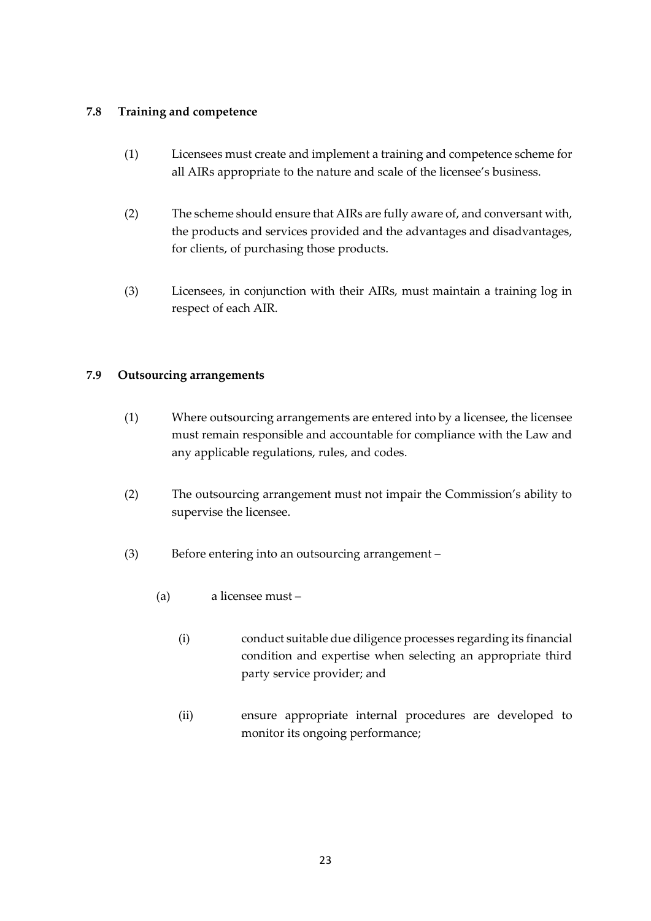### 7.8 Training and competence

(1) Licensees must create and implement a training and competence scheme for all AIRs appropriate to the nature and scale of the licensee's business.

(2) The scheme should ensure that AIRs are fully aware of, and conversant with, the products and services provided and the advantages and disadvantages, for clients, of purchasing those products.

(3) Licensees, in conjunction with their AIRs, must maintain a training log in respect of each AIR.

### 7.9 Outsourcing arrangements

(1) Where outsourcing arrangements are entered into by a licensee, the licensee must remain responsible and accountable for compliance with the Law and any applicable regulations, rules, and codes.

(2) The outsourcing arrangement must not impair the Commission's ability to supervise the licensee.

(3) Before entering into an outsourcing arrangement –

(a) a licensee must –

(i) conduct suitable due diligence processes regarding its financial condition and expertise when selecting an appropriate third party service provider; and

(ii) ensure appropriate internal procedures are developed to monitor its ongoing performance;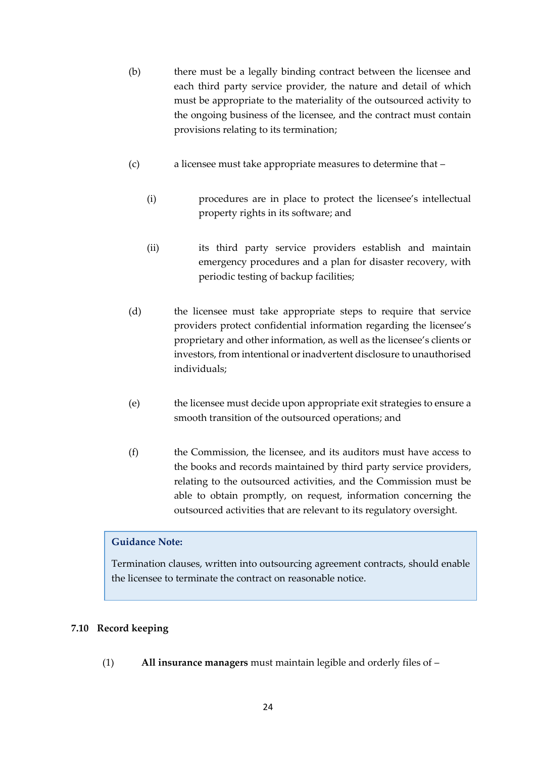(b) there must be a legally binding contract between the licensee and each third party service provider, the nature and detail of which must be appropriate to the materiality of the outsourced activity to the ongoing business of the licensee, and the contract must contain provisions relating to its termination;

(c) a licensee must take appropriate measures to determine that –

  (i) procedures are in place to protect the licensee's intellectual property rights in its software; and

  (ii) its third party service providers establish and maintain emergency procedures and a plan for disaster recovery, with periodic testing of backup facilities;

(d) the licensee must take appropriate steps to require that service providers protect confidential information regarding the licensee's proprietary and other information, as well as the licensee's clients or investors, from intentional or inadvertent disclosure to unauthorised individuals;

(e) the licensee must decide upon appropriate exit strategies to ensure a smooth transition of the outsourced operations; and

(f) the Commission, the licensee, and its auditors must have access to the books and records maintained by third party service providers, relating to the outsourced activities, and the Commission must be able to obtain promptly, on request, information concerning the outsourced activities that are relevant to its regulatory oversight.

> **Guidance Note:**
>
> Termination clauses, written into outsourcing agreement contracts, should enable the licensee to terminate the contract on reasonable notice.

### 7.10 Record keeping

(1) **All insurance managers** must maintain legible and orderly files of –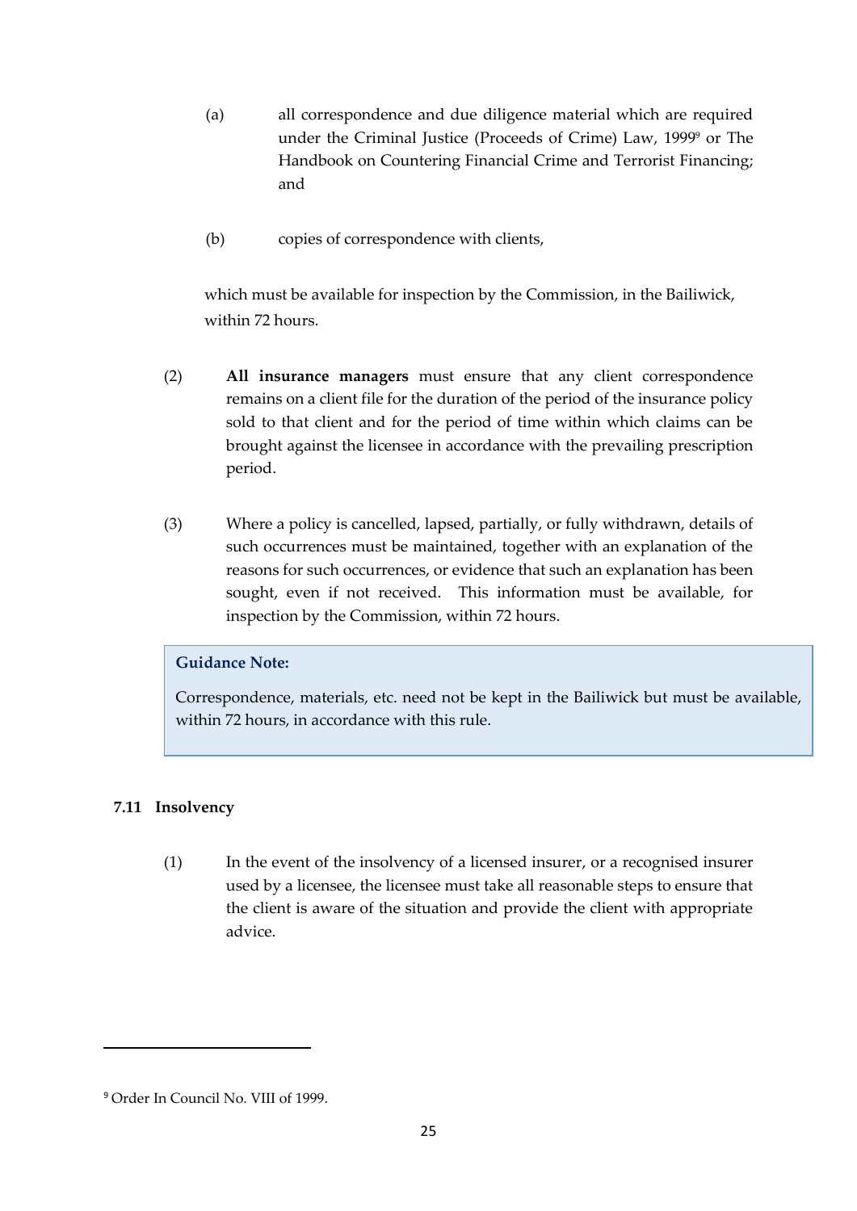(a) all correspondence and due diligence material which are required under the Criminal Justice (Proceeds of Crime) Law, 1999[9] or The Handbook on Countering Financial Crime and Terrorist Financing; and

(b) copies of correspondence with clients,

which must be available for inspection by the Commission, in the Bailiwick, within 72 hours.

(2) **All insurance managers** must ensure that any client correspondence remains on a client file for the duration of the period of the insurance policy sold to that client and for the period of time within which claims can be brought against the licensee in accordance with the prevailing prescription period.

(3) Where a policy is cancelled, lapsed, partially, or fully withdrawn, details of such occurrences must be maintained, together with an explanation of the reasons for such occurrences, or evidence that such an explanation has been sought, even if not received. This information must be available, for inspection by the Commission, within 72 hours.

> **Guidance Note:**
>
> Correspondence, materials, etc. need not be kept in the Bailiwick but must be available, within 72 hours, in accordance with this rule.

### 7.11 Insolvency

(1) In the event of the insolvency of a licensed insurer, or a recognised insurer used by a licensee, the licensee must take all reasonable steps to ensure that the client is aware of the situation and provide the client with appropriate advice.

---

[9] Order In Council No. VIII of 1999.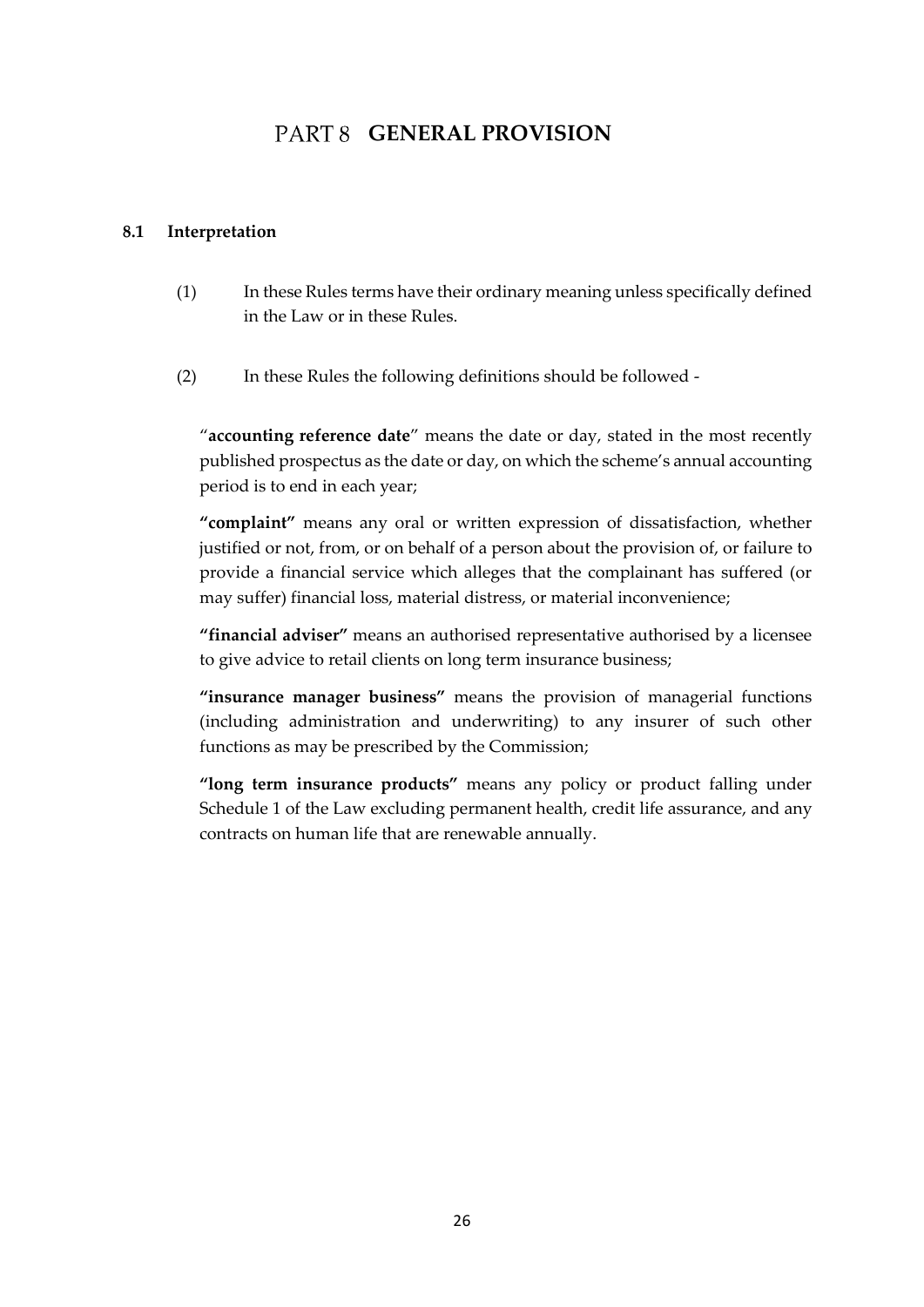# PART 8 GENERAL PROVISION

## 8.1 Interpretation

(1) In these Rules terms have their ordinary meaning unless specifically defined in the Law or in these Rules.

(2) In these Rules the following definitions should be followed -

"**accounting reference date**" means the date or day, stated in the most recently published prospectus as the date or day, on which the scheme's annual accounting period is to end in each year;

**"complaint"** means any oral or written expression of dissatisfaction, whether justified or not, from, or on behalf of a person about the provision of, or failure to provide a financial service which alleges that the complainant has suffered (or may suffer) financial loss, material distress, or material inconvenience;

**"financial adviser"** means an authorised representative authorised by a licensee to give advice to retail clients on long term insurance business;

**"insurance manager business"** means the provision of managerial functions (including administration and underwriting) to any insurer of such other functions as may be prescribed by the Commission;

**"long term insurance products"** means any policy or product falling under Schedule 1 of the Law excluding permanent health, credit life assurance, and any contracts on human life that are renewable annually.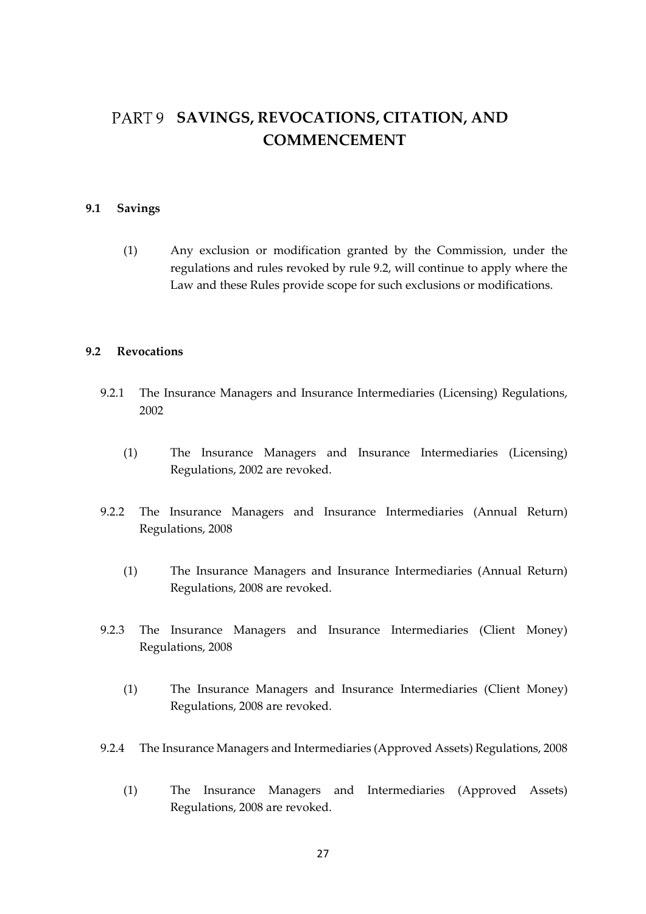# PART 9 SAVINGS, REVOCATIONS, CITATION, AND COMMENCEMENT

### 9.1 Savings

(1) Any exclusion or modification granted by the Commission, under the regulations and rules revoked by rule 9.2, will continue to apply where the Law and these Rules provide scope for such exclusions or modifications.

### 9.2 Revocations

9.2.1 The Insurance Managers and Insurance Intermediaries (Licensing) Regulations, 2002

(1) The Insurance Managers and Insurance Intermediaries (Licensing) Regulations, 2002 are revoked.

9.2.2 The Insurance Managers and Insurance Intermediaries (Annual Return) Regulations, 2008

(1) The Insurance Managers and Insurance Intermediaries (Annual Return) Regulations, 2008 are revoked.

9.2.3 The Insurance Managers and Insurance Intermediaries (Client Money) Regulations, 2008

(1) The Insurance Managers and Insurance Intermediaries (Client Money) Regulations, 2008 are revoked.

9.2.4 The Insurance Managers and Intermediaries (Approved Assets) Regulations, 2008

(1) The Insurance Managers and Intermediaries (Approved Assets) Regulations, 2008 are revoked.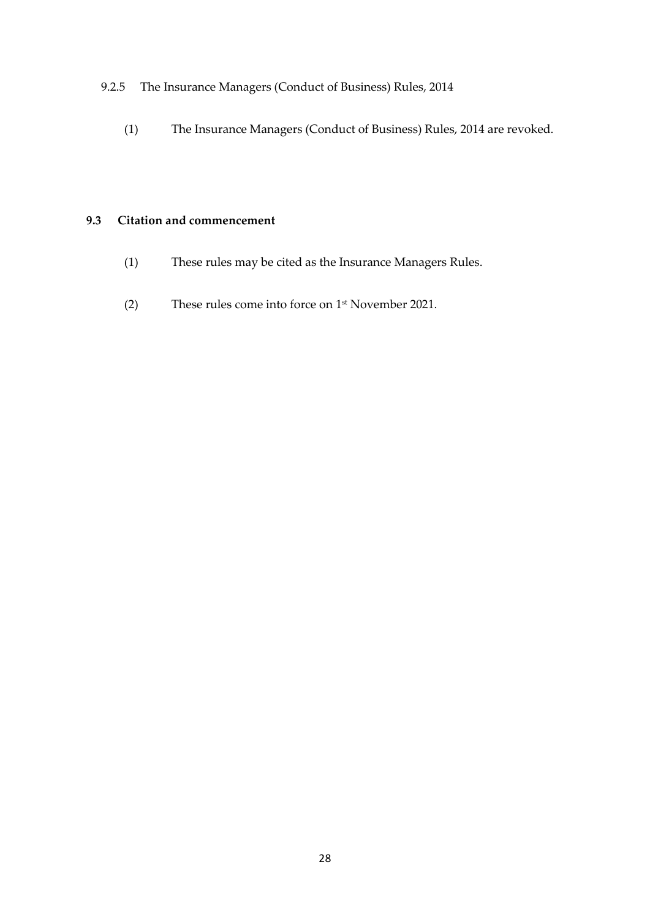9.2.5 The Insurance Managers (Conduct of Business) Rules, 2014

(1) The Insurance Managers (Conduct of Business) Rules, 2014 are revoked.

**9.3 Citation and commencement**

(1) These rules may be cited as the Insurance Managers Rules.

(2) These rules come into force on 1st November 2021.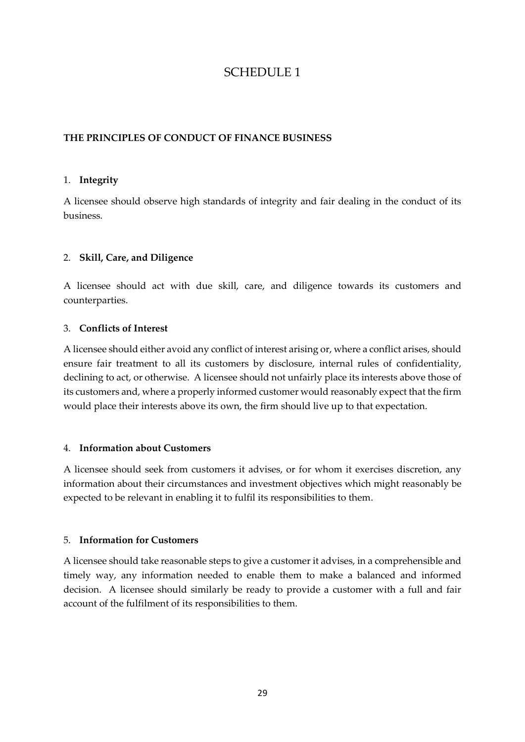# SCHEDULE 1

## THE PRINCIPLES OF CONDUCT OF FINANCE BUSINESS

### 1. Integrity

A licensee should observe high standards of integrity and fair dealing in the conduct of its business.

### 2. Skill, Care, and Diligence

A licensee should act with due skill, care, and diligence towards its customers and counterparties.

### 3. Conflicts of Interest

A licensee should either avoid any conflict of interest arising or, where a conflict arises, should ensure fair treatment to all its customers by disclosure, internal rules of confidentiality, declining to act, or otherwise. A licensee should not unfairly place its interests above those of its customers and, where a properly informed customer would reasonably expect that the firm would place their interests above its own, the firm should live up to that expectation.

### 4. Information about Customers

A licensee should seek from customers it advises, or for whom it exercises discretion, any information about their circumstances and investment objectives which might reasonably be expected to be relevant in enabling it to fulfil its responsibilities to them.

### 5. Information for Customers

A licensee should take reasonable steps to give a customer it advises, in a comprehensible and timely way, any information needed to enable them to make a balanced and informed decision. A licensee should similarly be ready to provide a customer with a full and fair account of the fulfilment of its responsibilities to them.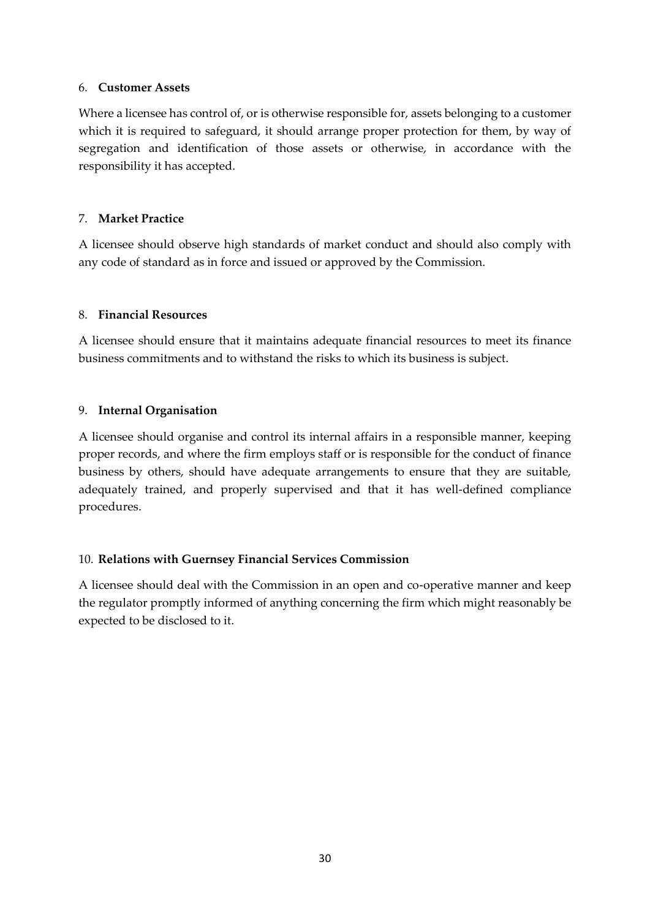### 6. **Customer Assets**

Where a licensee has control of, or is otherwise responsible for, assets belonging to a customer which it is required to safeguard, it should arrange proper protection for them, by way of segregation and identification of those assets or otherwise, in accordance with the responsibility it has accepted.

### 7. **Market Practice**

A licensee should observe high standards of market conduct and should also comply with any code of standard as in force and issued or approved by the Commission.

### 8. **Financial Resources**

A licensee should ensure that it maintains adequate financial resources to meet its finance business commitments and to withstand the risks to which its business is subject.

### 9. **Internal Organisation**

A licensee should organise and control its internal affairs in a responsible manner, keeping proper records, and where the firm employs staff or is responsible for the conduct of finance business by others, should have adequate arrangements to ensure that they are suitable, adequately trained, and properly supervised and that it has well-defined compliance procedures.

### 10. **Relations with Guernsey Financial Services Commission**

A licensee should deal with the Commission in an open and co-operative manner and keep the regulator promptly informed of anything concerning the firm which might reasonably be expected to be disclosed to it.